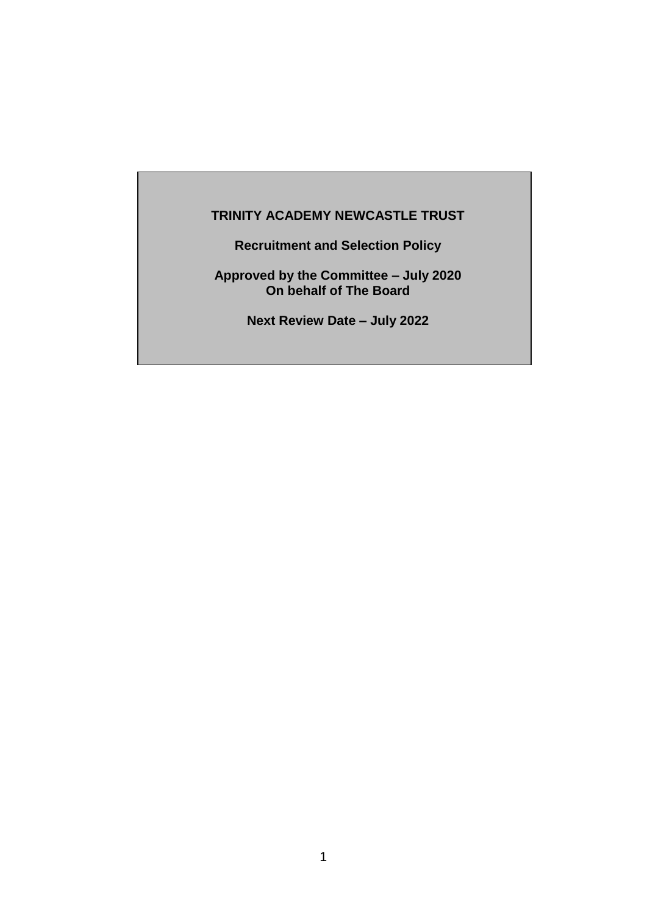**TRINITY ACADEMY NEWCASTLE TRUST**

**Recruitment and Selection Policy**

**Approved by the Committee – July 2020**
**On behalf of The Board**

**Next Review Date – July 2022**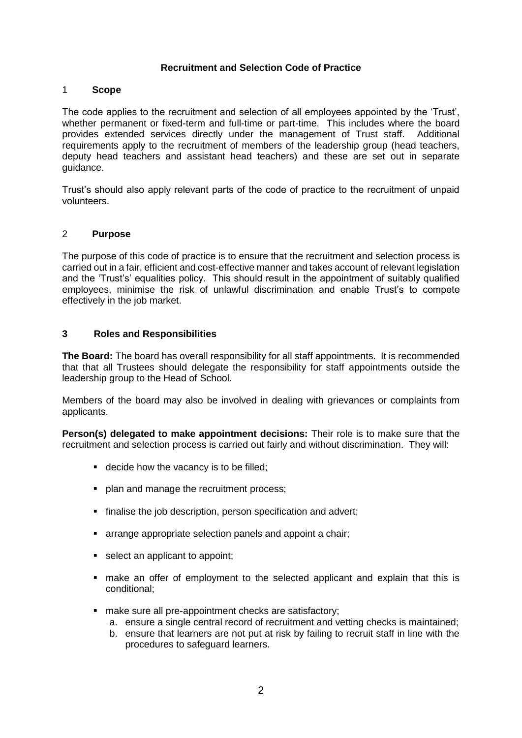**Recruitment and Selection Code of Practice**

## 1 Scope

The code applies to the recruitment and selection of all employees appointed by the 'Trust', whether permanent or fixed-term and full-time or part-time. This includes where the board provides extended services directly under the management of Trust staff. Additional requirements apply to the recruitment of members of the leadership group (head teachers, deputy head teachers and assistant head teachers) and these are set out in separate guidance.

Trust's should also apply relevant parts of the code of practice to the recruitment of unpaid volunteers.

## 2 Purpose

The purpose of this code of practice is to ensure that the recruitment and selection process is carried out in a fair, efficient and cost-effective manner and takes account of relevant legislation and the 'Trust's' equalities policy. This should result in the appointment of suitably qualified employees, minimise the risk of unlawful discrimination and enable Trust's to compete effectively in the job market.

## 3 Roles and Responsibilities

**The Board:** The board has overall responsibility for all staff appointments. It is recommended that that all Trustees should delegate the responsibility for staff appointments outside the leadership group to the Head of School.

Members of the board may also be involved in dealing with grievances or complaints from applicants.

**Person(s) delegated to make appointment decisions:** Their role is to make sure that the recruitment and selection process is carried out fairly and without discrimination. They will:

- decide how the vacancy is to be filled;
- plan and manage the recruitment process;
- finalise the job description, person specification and advert;
- arrange appropriate selection panels and appoint a chair;
- select an applicant to appoint;
- make an offer of employment to the selected applicant and explain that this is conditional;
- make sure all pre-appointment checks are satisfactory;
  a. ensure a single central record of recruitment and vetting checks is maintained;
  b. ensure that learners are not put at risk by failing to recruit staff in line with the procedures to safeguard learners.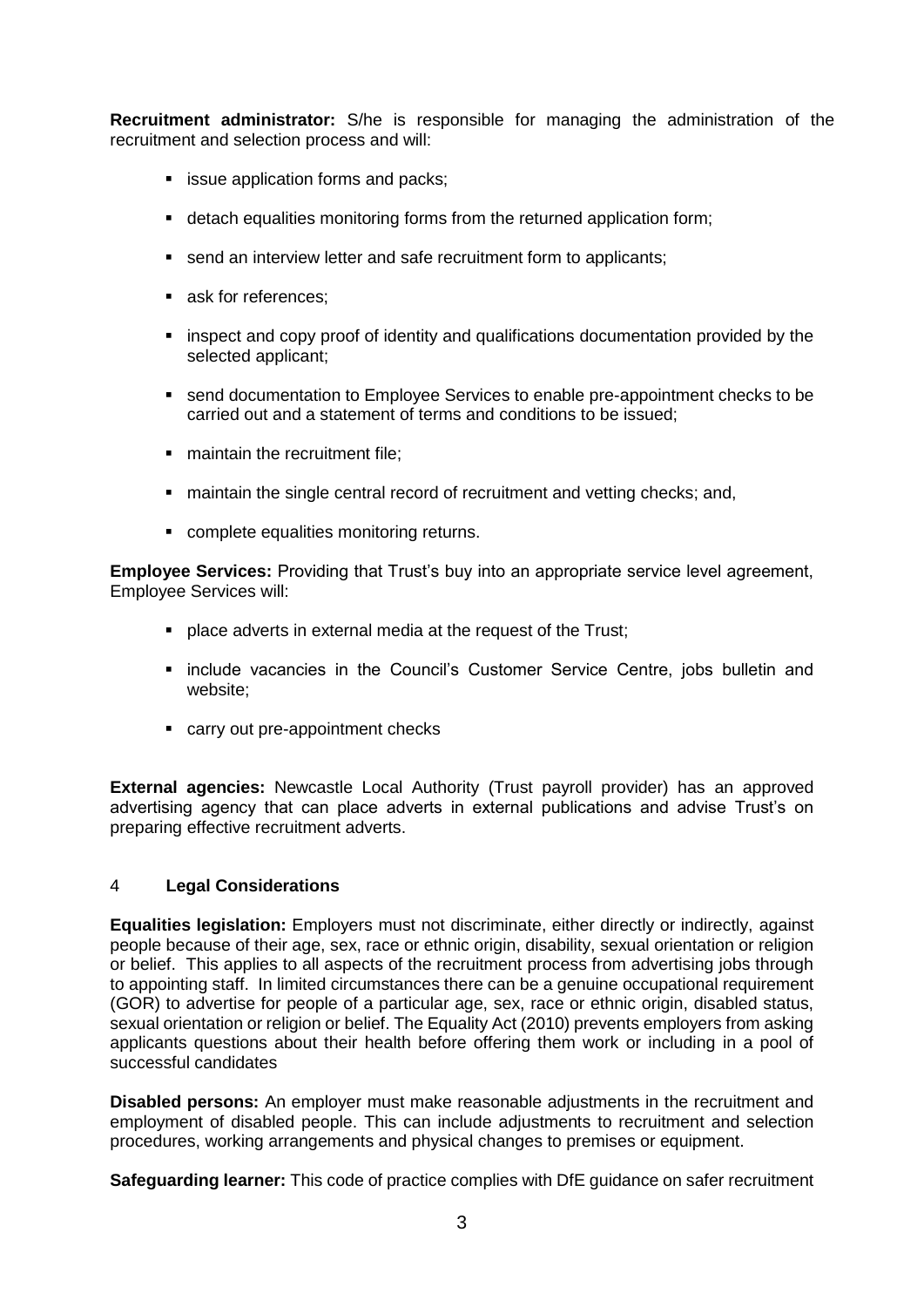**Recruitment administrator:** S/he is responsible for managing the administration of the recruitment and selection process and will:

- issue application forms and packs;
- detach equalities monitoring forms from the returned application form;
- send an interview letter and safe recruitment form to applicants;
- ask for references;
- inspect and copy proof of identity and qualifications documentation provided by the selected applicant;
- send documentation to Employee Services to enable pre-appointment checks to be carried out and a statement of terms and conditions to be issued;
- maintain the recruitment file;
- maintain the single central record of recruitment and vetting checks; and,
- complete equalities monitoring returns.

**Employee Services:** Providing that Trust's buy into an appropriate service level agreement, Employee Services will:

- place adverts in external media at the request of the Trust;
- include vacancies in the Council's Customer Service Centre, jobs bulletin and website;
- carry out pre-appointment checks

**External agencies:** Newcastle Local Authority (Trust payroll provider) has an approved advertising agency that can place adverts in external publications and advise Trust's on preparing effective recruitment adverts.

## 4 Legal Considerations

**Equalities legislation:** Employers must not discriminate, either directly or indirectly, against people because of their age, sex, race or ethnic origin, disability, sexual orientation or religion or belief. This applies to all aspects of the recruitment process from advertising jobs through to appointing staff. In limited circumstances there can be a genuine occupational requirement (GOR) to advertise for people of a particular age, sex, race or ethnic origin, disabled status, sexual orientation or religion or belief. The Equality Act (2010) prevents employers from asking applicants questions about their health before offering them work or including in a pool of successful candidates

**Disabled persons:** An employer must make reasonable adjustments in the recruitment and employment of disabled people. This can include adjustments to recruitment and selection procedures, working arrangements and physical changes to premises or equipment.

**Safeguarding learner:** This code of practice complies with DfE guidance on safer recruitment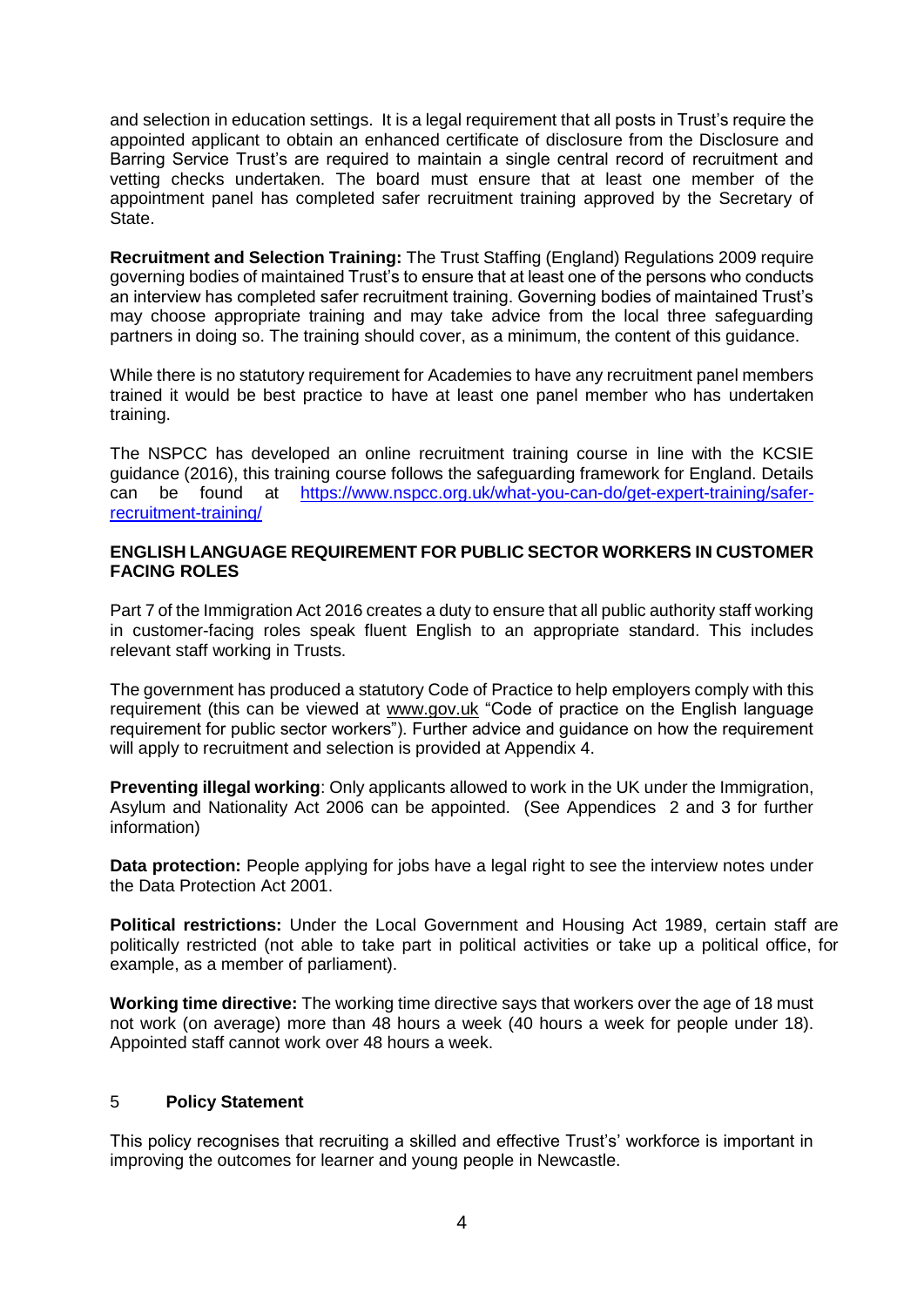and selection in education settings. It is a legal requirement that all posts in Trust's require the appointed applicant to obtain an enhanced certificate of disclosure from the Disclosure and Barring Service Trust's are required to maintain a single central record of recruitment and vetting checks undertaken. The board must ensure that at least one member of the appointment panel has completed safer recruitment training approved by the Secretary of State.

**Recruitment and Selection Training:** The Trust Staffing (England) Regulations 2009 require governing bodies of maintained Trust's to ensure that at least one of the persons who conducts an interview has completed safer recruitment training. Governing bodies of maintained Trust's may choose appropriate training and may take advice from the local three safeguarding partners in doing so. The training should cover, as a minimum, the content of this guidance.

While there is no statutory requirement for Academies to have any recruitment panel members trained it would be best practice to have at least one panel member who has undertaken training.

The NSPCC has developed an online recruitment training course in line with the KCSIE guidance (2016), this training course follows the safeguarding framework for England. Details can be found at [https://www.nspcc.org.uk/what-you-can-do/get-expert-training/safer-recruitment-training/](https://www.nspcc.org.uk/what-you-can-do/get-expert-training/safer-recruitment-training/)

**ENGLISH LANGUAGE REQUIREMENT FOR PUBLIC SECTOR WORKERS IN CUSTOMER FACING ROLES**

Part 7 of the Immigration Act 2016 creates a duty to ensure that all public authority staff working in customer-facing roles speak fluent English to an appropriate standard. This includes relevant staff working in Trusts.

The government has produced a statutory Code of Practice to help employers comply with this requirement (this can be viewed at www.gov.uk "Code of practice on the English language requirement for public sector workers"). Further advice and guidance on how the requirement will apply to recruitment and selection is provided at Appendix 4.

**Preventing illegal working**: Only applicants allowed to work in the UK under the Immigration, Asylum and Nationality Act 2006 can be appointed. (See Appendices 2 and 3 for further information)

**Data protection:** People applying for jobs have a legal right to see the interview notes under the Data Protection Act 2001.

**Political restrictions:** Under the Local Government and Housing Act 1989, certain staff are politically restricted (not able to take part in political activities or take up a political office, for example, as a member of parliament).

**Working time directive:** The working time directive says that workers over the age of 18 must not work (on average) more than 48 hours a week (40 hours a week for people under 18). Appointed staff cannot work over 48 hours a week.

## 5 Policy Statement

This policy recognises that recruiting a skilled and effective Trust's' workforce is important in improving the outcomes for learner and young people in Newcastle.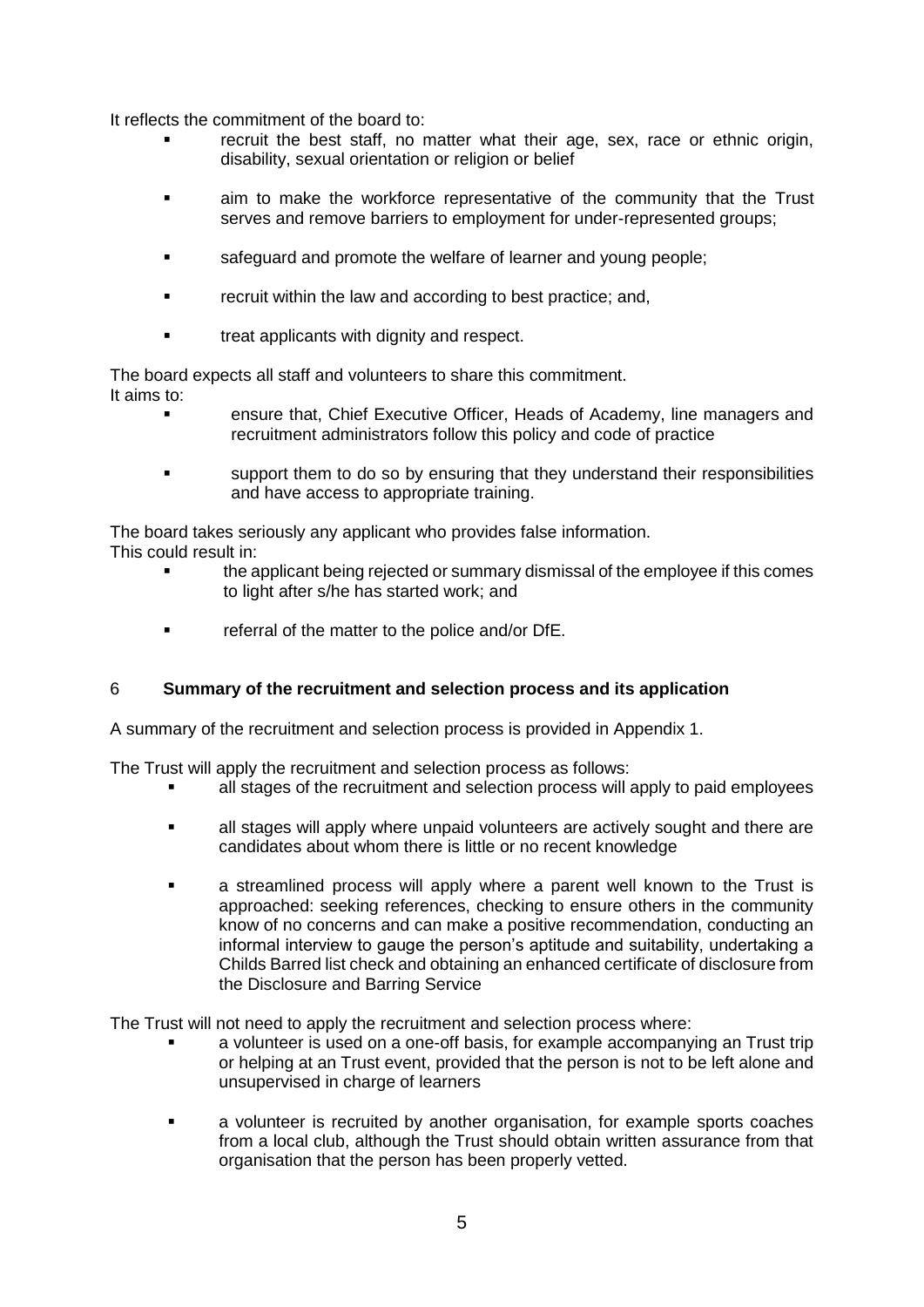It reflects the commitment of the board to:

- recruit the best staff, no matter what their age, sex, race or ethnic origin, disability, sexual orientation or religion or belief
- aim to make the workforce representative of the community that the Trust serves and remove barriers to employment for under-represented groups;
- safeguard and promote the welfare of learner and young people;
- recruit within the law and according to best practice; and,
- treat applicants with dignity and respect.

The board expects all staff and volunteers to share this commitment.
It aims to:

- ensure that, Chief Executive Officer, Heads of Academy, line managers and recruitment administrators follow this policy and code of practice
- support them to do so by ensuring that they understand their responsibilities and have access to appropriate training.

The board takes seriously any applicant who provides false information.
This could result in:

- the applicant being rejected or summary dismissal of the employee if this comes to light after s/he has started work; and
- referral of the matter to the police and/or DfE.

## 6 **Summary of the recruitment and selection process and its application**

A summary of the recruitment and selection process is provided in Appendix 1.

The Trust will apply the recruitment and selection process as follows:

- all stages of the recruitment and selection process will apply to paid employees
- all stages will apply where unpaid volunteers are actively sought and there are candidates about whom there is little or no recent knowledge
- a streamlined process will apply where a parent well known to the Trust is approached: seeking references, checking to ensure others in the community know of no concerns and can make a positive recommendation, conducting an informal interview to gauge the person's aptitude and suitability, undertaking a Childs Barred list check and obtaining an enhanced certificate of disclosure from the Disclosure and Barring Service

The Trust will not need to apply the recruitment and selection process where:

- a volunteer is used on a one-off basis, for example accompanying an Trust trip or helping at an Trust event, provided that the person is not to be left alone and unsupervised in charge of learners
- a volunteer is recruited by another organisation, for example sports coaches from a local club, although the Trust should obtain written assurance from that organisation that the person has been properly vetted.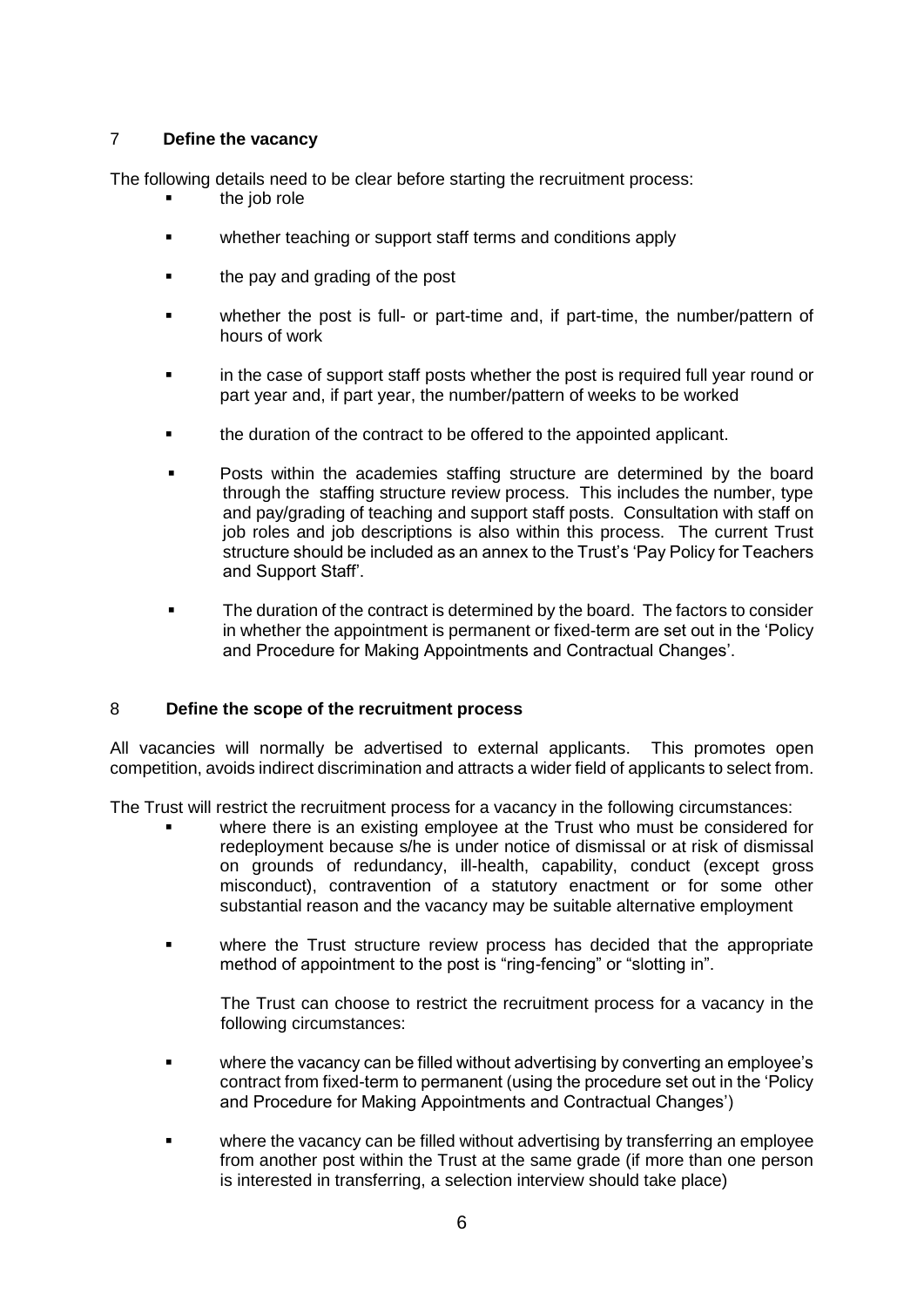## 7 Define the vacancy

The following details need to be clear before starting the recruitment process:

- the job role
- whether teaching or support staff terms and conditions apply
- the pay and grading of the post
- whether the post is full- or part-time and, if part-time, the number/pattern of hours of work
- in the case of support staff posts whether the post is required full year round or part year and, if part year, the number/pattern of weeks to be worked
- the duration of the contract to be offered to the appointed applicant.
- Posts within the academies staffing structure are determined by the board through the staffing structure review process. This includes the number, type and pay/grading of teaching and support staff posts. Consultation with staff on job roles and job descriptions is also within this process. The current Trust structure should be included as an annex to the Trust's 'Pay Policy for Teachers and Support Staff'.
- The duration of the contract is determined by the board. The factors to consider in whether the appointment is permanent or fixed-term are set out in the 'Policy and Procedure for Making Appointments and Contractual Changes'.

## 8 Define the scope of the recruitment process

All vacancies will normally be advertised to external applicants. This promotes open competition, avoids indirect discrimination and attracts a wider field of applicants to select from.

The Trust will restrict the recruitment process for a vacancy in the following circumstances:

- where there is an existing employee at the Trust who must be considered for redeployment because s/he is under notice of dismissal or at risk of dismissal on grounds of redundancy, ill-health, capability, conduct (except gross misconduct), contravention of a statutory enactment or for some other substantial reason and the vacancy may be suitable alternative employment
- where the Trust structure review process has decided that the appropriate method of appointment to the post is "ring-fencing" or "slotting in".

  The Trust can choose to restrict the recruitment process for a vacancy in the following circumstances:

- where the vacancy can be filled without advertising by converting an employee's contract from fixed-term to permanent (using the procedure set out in the 'Policy and Procedure for Making Appointments and Contractual Changes')
- where the vacancy can be filled without advertising by transferring an employee from another post within the Trust at the same grade (if more than one person is interested in transferring, a selection interview should take place)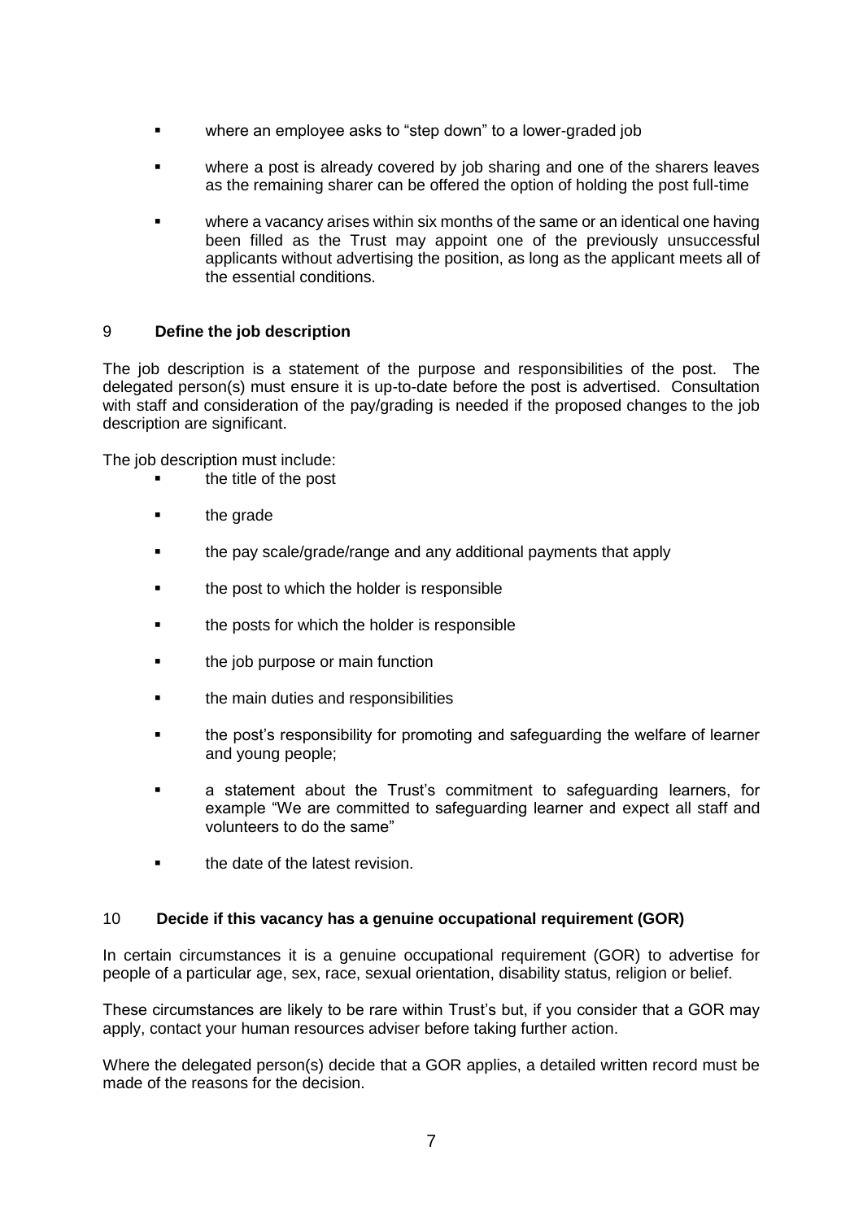- where an employee asks to "step down" to a lower-graded job
- where a post is already covered by job sharing and one of the sharers leaves as the remaining sharer can be offered the option of holding the post full-time
- where a vacancy arises within six months of the same or an identical one having been filled as the Trust may appoint one of the previously unsuccessful applicants without advertising the position, as long as the applicant meets all of the essential conditions.

## 9 Define the job description

The job description is a statement of the purpose and responsibilities of the post. The delegated person(s) must ensure it is up-to-date before the post is advertised. Consultation with staff and consideration of the pay/grading is needed if the proposed changes to the job description are significant.

The job description must include:

- the title of the post
- the grade
- the pay scale/grade/range and any additional payments that apply
- the post to which the holder is responsible
- the posts for which the holder is responsible
- the job purpose or main function
- the main duties and responsibilities
- the post's responsibility for promoting and safeguarding the welfare of learner and young people;
- a statement about the Trust's commitment to safeguarding learners, for example "We are committed to safeguarding learner and expect all staff and volunteers to do the same"
- the date of the latest revision.

## 10 Decide if this vacancy has a genuine occupational requirement (GOR)

In certain circumstances it is a genuine occupational requirement (GOR) to advertise for people of a particular age, sex, race, sexual orientation, disability status, religion or belief.

These circumstances are likely to be rare within Trust's but, if you consider that a GOR may apply, contact your human resources adviser before taking further action.

Where the delegated person(s) decide that a GOR applies, a detailed written record must be made of the reasons for the decision.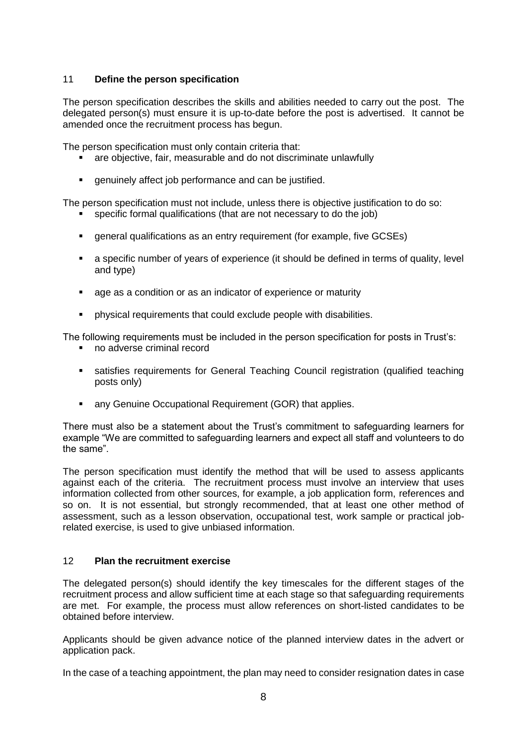## 11 **Define the person specification**

The person specification describes the skills and abilities needed to carry out the post. The delegated person(s) must ensure it is up-to-date before the post is advertised. It cannot be amended once the recruitment process has begun.

The person specification must only contain criteria that:

- are objective, fair, measurable and do not discriminate unlawfully
- genuinely affect job performance and can be justified.

The person specification must not include, unless there is objective justification to do so:

- specific formal qualifications (that are not necessary to do the job)
- general qualifications as an entry requirement (for example, five GCSEs)
- a specific number of years of experience (it should be defined in terms of quality, level and type)
- age as a condition or as an indicator of experience or maturity
- physical requirements that could exclude people with disabilities.

The following requirements must be included in the person specification for posts in Trust's:

- no adverse criminal record
- satisfies requirements for General Teaching Council registration (qualified teaching posts only)
- any Genuine Occupational Requirement (GOR) that applies.

There must also be a statement about the Trust's commitment to safeguarding learners for example "We are committed to safeguarding learners and expect all staff and volunteers to do the same".

The person specification must identify the method that will be used to assess applicants against each of the criteria. The recruitment process must involve an interview that uses information collected from other sources, for example, a job application form, references and so on. It is not essential, but strongly recommended, that at least one other method of assessment, such as a lesson observation, occupational test, work sample or practical job-related exercise, is used to give unbiased information.

## 12 **Plan the recruitment exercise**

The delegated person(s) should identify the key timescales for the different stages of the recruitment process and allow sufficient time at each stage so that safeguarding requirements are met. For example, the process must allow references on short-listed candidates to be obtained before interview.

Applicants should be given advance notice of the planned interview dates in the advert or application pack.

In the case of a teaching appointment, the plan may need to consider resignation dates in case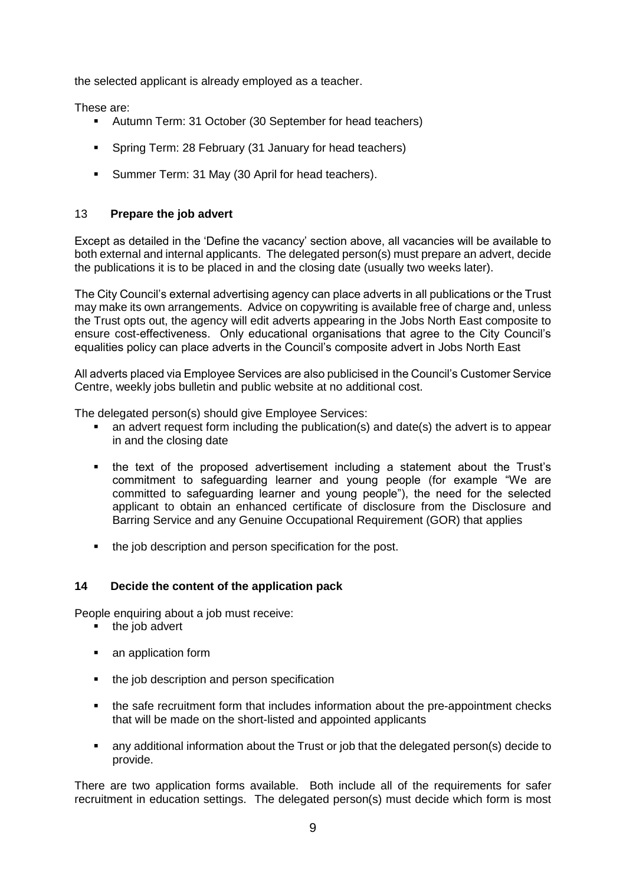the selected applicant is already employed as a teacher.

These are:

- Autumn Term: 31 October (30 September for head teachers)
- Spring Term: 28 February (31 January for head teachers)
- Summer Term: 31 May (30 April for head teachers).

## 13 **Prepare the job advert**

Except as detailed in the 'Define the vacancy' section above, all vacancies will be available to both external and internal applicants. The delegated person(s) must prepare an advert, decide the publications it is to be placed in and the closing date (usually two weeks later).

The City Council's external advertising agency can place adverts in all publications or the Trust may make its own arrangements. Advice on copywriting is available free of charge and, unless the Trust opts out, the agency will edit adverts appearing in the Jobs North East composite to ensure cost-effectiveness. Only educational organisations that agree to the City Council's equalities policy can place adverts in the Council's composite advert in Jobs North East

All adverts placed via Employee Services are also publicised in the Council's Customer Service Centre, weekly jobs bulletin and public website at no additional cost.

The delegated person(s) should give Employee Services:

- an advert request form including the publication(s) and date(s) the advert is to appear in and the closing date
- the text of the proposed advertisement including a statement about the Trust's commitment to safeguarding learner and young people (for example "We are committed to safeguarding learner and young people"), the need for the selected applicant to obtain an enhanced certificate of disclosure from the Disclosure and Barring Service and any Genuine Occupational Requirement (GOR) that applies
- the job description and person specification for the post.

## 14 **Decide the content of the application pack**

People enquiring about a job must receive:

- the job advert
- an application form
- the job description and person specification
- the safe recruitment form that includes information about the pre-appointment checks that will be made on the short-listed and appointed applicants
- any additional information about the Trust or job that the delegated person(s) decide to provide.

There are two application forms available. Both include all of the requirements for safer recruitment in education settings. The delegated person(s) must decide which form is most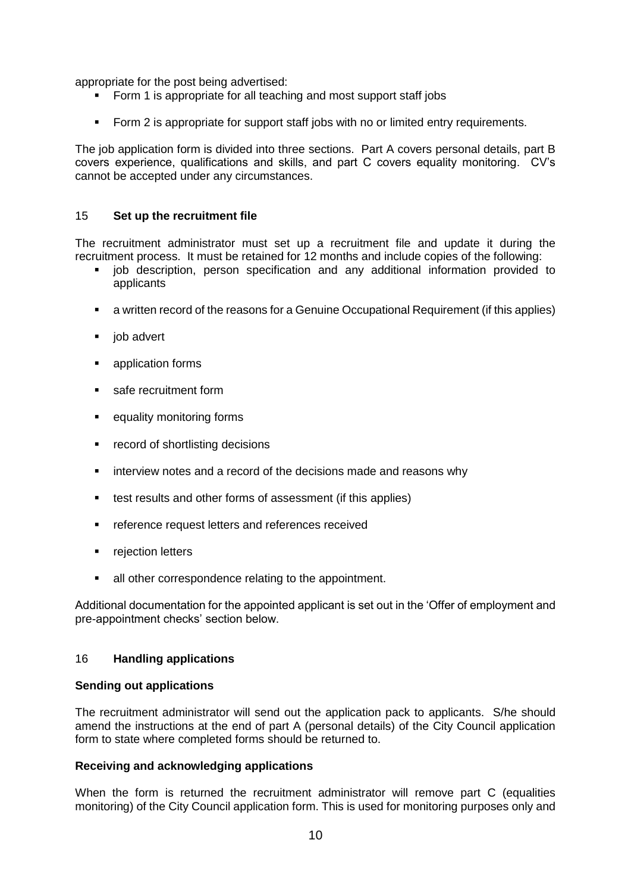appropriate for the post being advertised:

- Form 1 is appropriate for all teaching and most support staff jobs
- Form 2 is appropriate for support staff jobs with no or limited entry requirements.

The job application form is divided into three sections. Part A covers personal details, part B covers experience, qualifications and skills, and part C covers equality monitoring. CV's cannot be accepted under any circumstances.

## 15 Set up the recruitment file

The recruitment administrator must set up a recruitment file and update it during the recruitment process. It must be retained for 12 months and include copies of the following:

- job description, person specification and any additional information provided to applicants
- a written record of the reasons for a Genuine Occupational Requirement (if this applies)
- job advert
- application forms
- safe recruitment form
- equality monitoring forms
- record of shortlisting decisions
- interview notes and a record of the decisions made and reasons why
- test results and other forms of assessment (if this applies)
- reference request letters and references received
- rejection letters
- all other correspondence relating to the appointment.

Additional documentation for the appointed applicant is set out in the 'Offer of employment and pre-appointment checks' section below.

## 16 Handling applications

### Sending out applications

The recruitment administrator will send out the application pack to applicants. S/he should amend the instructions at the end of part A (personal details) of the City Council application form to state where completed forms should be returned to.

### Receiving and acknowledging applications

When the form is returned the recruitment administrator will remove part C (equalities monitoring) of the City Council application form. This is used for monitoring purposes only and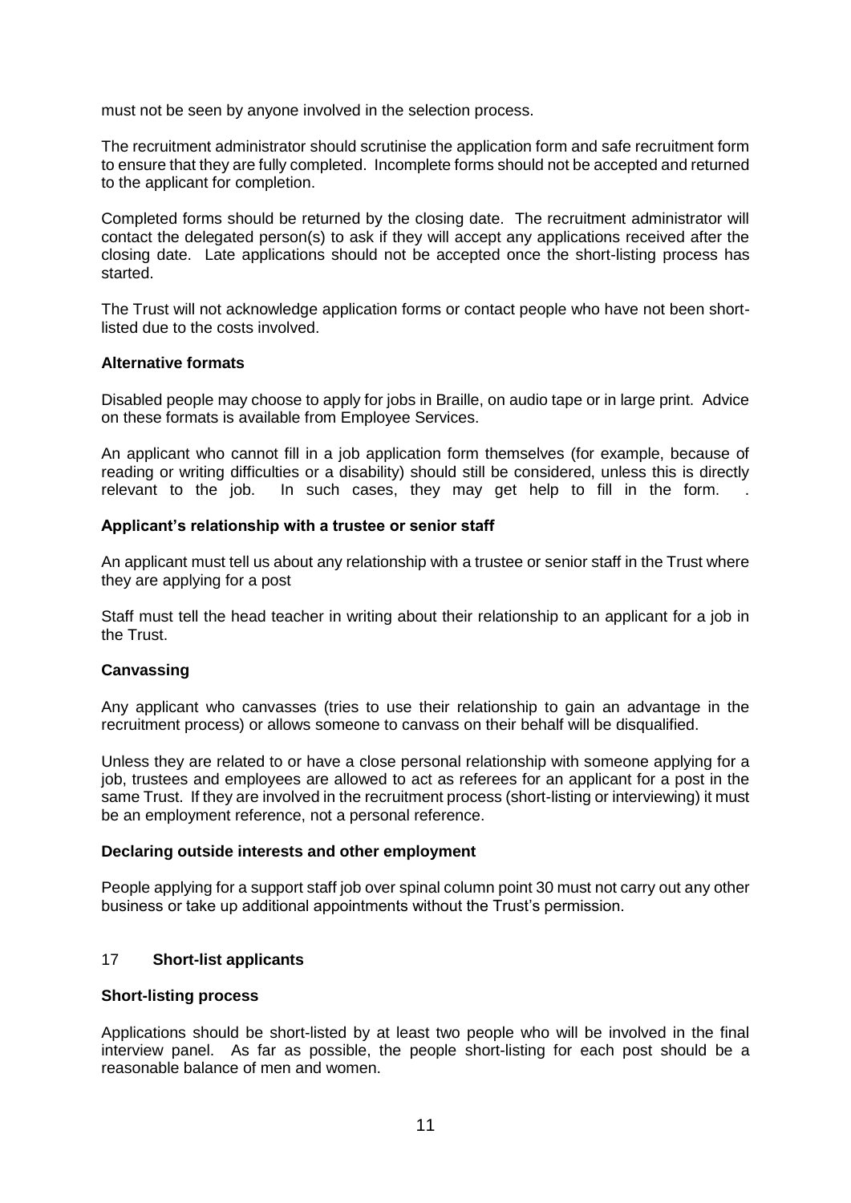must not be seen by anyone involved in the selection process.

The recruitment administrator should scrutinise the application form and safe recruitment form to ensure that they are fully completed. Incomplete forms should not be accepted and returned to the applicant for completion.

Completed forms should be returned by the closing date. The recruitment administrator will contact the delegated person(s) to ask if they will accept any applications received after the closing date. Late applications should not be accepted once the short-listing process has started.

The Trust will not acknowledge application forms or contact people who have not been short-listed due to the costs involved.

**Alternative formats**

Disabled people may choose to apply for jobs in Braille, on audio tape or in large print. Advice on these formats is available from Employee Services.

An applicant who cannot fill in a job application form themselves (for example, because of reading or writing difficulties or a disability) should still be considered, unless this is directly relevant to the job. In such cases, they may get help to fill in the form. .

**Applicant's relationship with a trustee or senior staff**

An applicant must tell us about any relationship with a trustee or senior staff in the Trust where they are applying for a post

Staff must tell the head teacher in writing about their relationship to an applicant for a job in the Trust.

**Canvassing**

Any applicant who canvasses (tries to use their relationship to gain an advantage in the recruitment process) or allows someone to canvass on their behalf will be disqualified.

Unless they are related to or have a close personal relationship with someone applying for a job, trustees and employees are allowed to act as referees for an applicant for a post in the same Trust. If they are involved in the recruitment process (short-listing or interviewing) it must be an employment reference, not a personal reference.

**Declaring outside interests and other employment**

People applying for a support staff job over spinal column point 30 must not carry out any other business or take up additional appointments without the Trust's permission.

## 17 Short-list applicants

**Short-listing process**

Applications should be short-listed by at least two people who will be involved in the final interview panel. As far as possible, the people short-listing for each post should be a reasonable balance of men and women.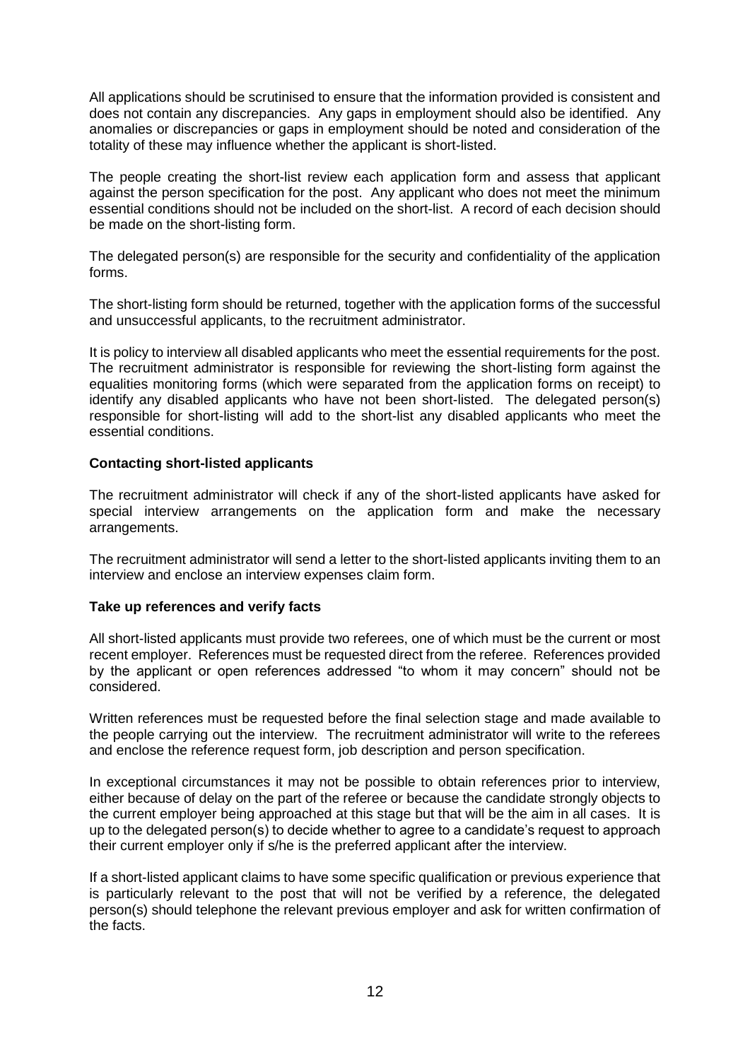All applications should be scrutinised to ensure that the information provided is consistent and does not contain any discrepancies. Any gaps in employment should also be identified. Any anomalies or discrepancies or gaps in employment should be noted and consideration of the totality of these may influence whether the applicant is short-listed.

The people creating the short-list review each application form and assess that applicant against the person specification for the post. Any applicant who does not meet the minimum essential conditions should not be included on the short-list. A record of each decision should be made on the short-listing form.

The delegated person(s) are responsible for the security and confidentiality of the application forms.

The short-listing form should be returned, together with the application forms of the successful and unsuccessful applicants, to the recruitment administrator.

It is policy to interview all disabled applicants who meet the essential requirements for the post. The recruitment administrator is responsible for reviewing the short-listing form against the equalities monitoring forms (which were separated from the application forms on receipt) to identify any disabled applicants who have not been short-listed. The delegated person(s) responsible for short-listing will add to the short-list any disabled applicants who meet the essential conditions.

**Contacting short-listed applicants**

The recruitment administrator will check if any of the short-listed applicants have asked for special interview arrangements on the application form and make the necessary arrangements.

The recruitment administrator will send a letter to the short-listed applicants inviting them to an interview and enclose an interview expenses claim form.

**Take up references and verify facts**

All short-listed applicants must provide two referees, one of which must be the current or most recent employer. References must be requested direct from the referee. References provided by the applicant or open references addressed "to whom it may concern" should not be considered.

Written references must be requested before the final selection stage and made available to the people carrying out the interview. The recruitment administrator will write to the referees and enclose the reference request form, job description and person specification.

In exceptional circumstances it may not be possible to obtain references prior to interview, either because of delay on the part of the referee or because the candidate strongly objects to the current employer being approached at this stage but that will be the aim in all cases. It is up to the delegated person(s) to decide whether to agree to a candidate's request to approach their current employer only if s/he is the preferred applicant after the interview.

If a short-listed applicant claims to have some specific qualification or previous experience that is particularly relevant to the post that will not be verified by a reference, the delegated person(s) should telephone the relevant previous employer and ask for written confirmation of the facts.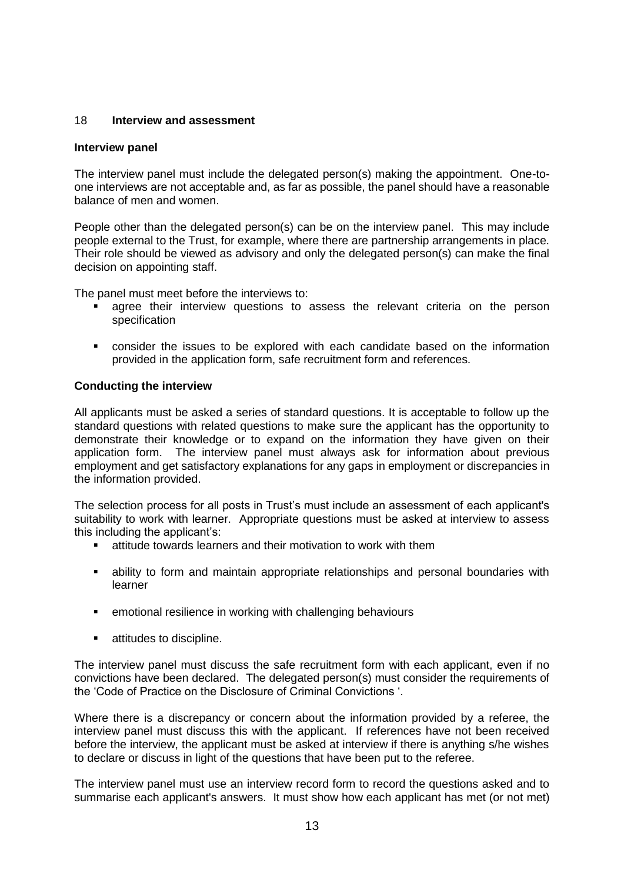## 18 Interview and assessment

### Interview panel

The interview panel must include the delegated person(s) making the appointment. One-to-one interviews are not acceptable and, as far as possible, the panel should have a reasonable balance of men and women.

People other than the delegated person(s) can be on the interview panel. This may include people external to the Trust, for example, where there are partnership arrangements in place. Their role should be viewed as advisory and only the delegated person(s) can make the final decision on appointing staff.

The panel must meet before the interviews to:

- agree their interview questions to assess the relevant criteria on the person specification
- consider the issues to be explored with each candidate based on the information provided in the application form, safe recruitment form and references.

### Conducting the interview

All applicants must be asked a series of standard questions. It is acceptable to follow up the standard questions with related questions to make sure the applicant has the opportunity to demonstrate their knowledge or to expand on the information they have given on their application form. The interview panel must always ask for information about previous employment and get satisfactory explanations for any gaps in employment or discrepancies in the information provided.

The selection process for all posts in Trust's must include an assessment of each applicant's suitability to work with learner. Appropriate questions must be asked at interview to assess this including the applicant's:

- attitude towards learners and their motivation to work with them
- ability to form and maintain appropriate relationships and personal boundaries with learner
- emotional resilience in working with challenging behaviours
- attitudes to discipline.

The interview panel must discuss the safe recruitment form with each applicant, even if no convictions have been declared. The delegated person(s) must consider the requirements of the 'Code of Practice on the Disclosure of Criminal Convictions '.

Where there is a discrepancy or concern about the information provided by a referee, the interview panel must discuss this with the applicant. If references have not been received before the interview, the applicant must be asked at interview if there is anything s/he wishes to declare or discuss in light of the questions that have been put to the referee.

The interview panel must use an interview record form to record the questions asked and to summarise each applicant's answers. It must show how each applicant has met (or not met)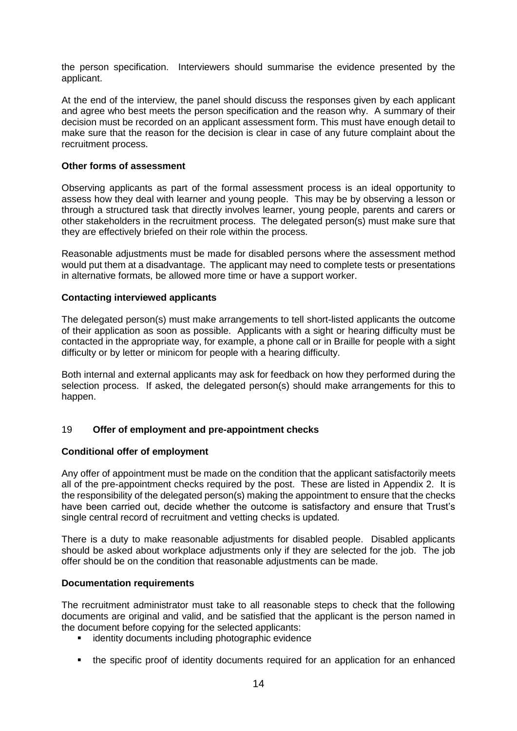the person specification. Interviewers should summarise the evidence presented by the applicant.

At the end of the interview, the panel should discuss the responses given by each applicant and agree who best meets the person specification and the reason why. A summary of their decision must be recorded on an applicant assessment form. This must have enough detail to make sure that the reason for the decision is clear in case of any future complaint about the recruitment process.

**Other forms of assessment**

Observing applicants as part of the formal assessment process is an ideal opportunity to assess how they deal with learner and young people. This may be by observing a lesson or through a structured task that directly involves learner, young people, parents and carers or other stakeholders in the recruitment process. The delegated person(s) must make sure that they are effectively briefed on their role within the process.

Reasonable adjustments must be made for disabled persons where the assessment method would put them at a disadvantage. The applicant may need to complete tests or presentations in alternative formats, be allowed more time or have a support worker.

**Contacting interviewed applicants**

The delegated person(s) must make arrangements to tell short-listed applicants the outcome of their application as soon as possible. Applicants with a sight or hearing difficulty must be contacted in the appropriate way, for example, a phone call or in Braille for people with a sight difficulty or by letter or minicom for people with a hearing difficulty.

Both internal and external applicants may ask for feedback on how they performed during the selection process. If asked, the delegated person(s) should make arrangements for this to happen.

## 19 Offer of employment and pre-appointment checks

**Conditional offer of employment**

Any offer of appointment must be made on the condition that the applicant satisfactorily meets all of the pre-appointment checks required by the post. These are listed in Appendix 2. It is the responsibility of the delegated person(s) making the appointment to ensure that the checks have been carried out, decide whether the outcome is satisfactory and ensure that Trust's single central record of recruitment and vetting checks is updated.

There is a duty to make reasonable adjustments for disabled people. Disabled applicants should be asked about workplace adjustments only if they are selected for the job. The job offer should be on the condition that reasonable adjustments can be made.

**Documentation requirements**

The recruitment administrator must take to all reasonable steps to check that the following documents are original and valid, and be satisfied that the applicant is the person named in the document before copying for the selected applicants:

- identity documents including photographic evidence
- the specific proof of identity documents required for an application for an enhanced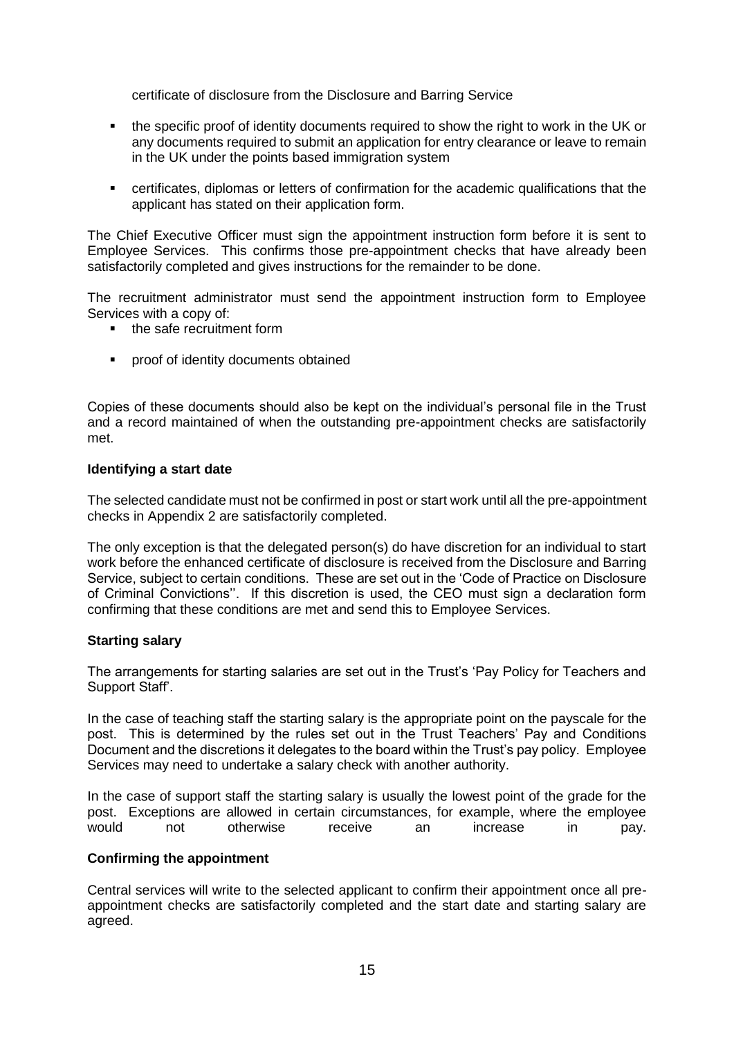certificate of disclosure from the Disclosure and Barring Service

- the specific proof of identity documents required to show the right to work in the UK or any documents required to submit an application for entry clearance or leave to remain in the UK under the points based immigration system
- certificates, diplomas or letters of confirmation for the academic qualifications that the applicant has stated on their application form.

The Chief Executive Officer must sign the appointment instruction form before it is sent to Employee Services. This confirms those pre-appointment checks that have already been satisfactorily completed and gives instructions for the remainder to be done.

The recruitment administrator must send the appointment instruction form to Employee Services with a copy of:

- the safe recruitment form
- proof of identity documents obtained

Copies of these documents should also be kept on the individual's personal file in the Trust and a record maintained of when the outstanding pre-appointment checks are satisfactorily met.

**Identifying a start date**

The selected candidate must not be confirmed in post or start work until all the pre-appointment checks in Appendix 2 are satisfactorily completed.

The only exception is that the delegated person(s) do have discretion for an individual to start work before the enhanced certificate of disclosure is received from the Disclosure and Barring Service, subject to certain conditions. These are set out in the 'Code of Practice on Disclosure of Criminal Convictions''. If this discretion is used, the CEO must sign a declaration form confirming that these conditions are met and send this to Employee Services.

**Starting salary**

The arrangements for starting salaries are set out in the Trust's 'Pay Policy for Teachers and Support Staff'.

In the case of teaching staff the starting salary is the appropriate point on the payscale for the post. This is determined by the rules set out in the Trust Teachers' Pay and Conditions Document and the discretions it delegates to the board within the Trust's pay policy. Employee Services may need to undertake a salary check with another authority.

In the case of support staff the starting salary is usually the lowest point of the grade for the post. Exceptions are allowed in certain circumstances, for example, where the employee would not otherwise receive an increase in pay.

**Confirming the appointment**

Central services will write to the selected applicant to confirm their appointment once all pre-appointment checks are satisfactorily completed and the start date and starting salary are agreed.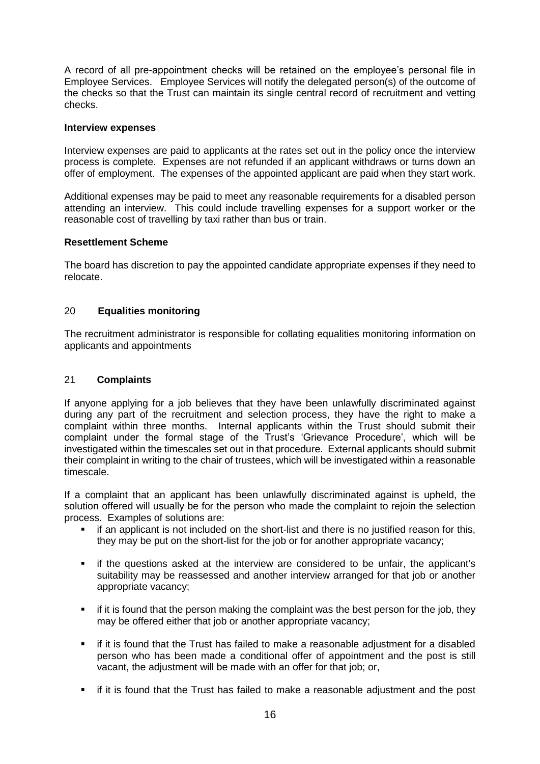A record of all pre-appointment checks will be retained on the employee's personal file in Employee Services. Employee Services will notify the delegated person(s) of the outcome of the checks so that the Trust can maintain its single central record of recruitment and vetting checks.

**Interview expenses**

Interview expenses are paid to applicants at the rates set out in the policy once the interview process is complete. Expenses are not refunded if an applicant withdraws or turns down an offer of employment. The expenses of the appointed applicant are paid when they start work.

Additional expenses may be paid to meet any reasonable requirements for a disabled person attending an interview. This could include travelling expenses for a support worker or the reasonable cost of travelling by taxi rather than bus or train.

**Resettlement Scheme**

The board has discretion to pay the appointed candidate appropriate expenses if they need to relocate.

## 20 **Equalities monitoring**

The recruitment administrator is responsible for collating equalities monitoring information on applicants and appointments

## 21 **Complaints**

If anyone applying for a job believes that they have been unlawfully discriminated against during any part of the recruitment and selection process, they have the right to make a complaint within three months. Internal applicants within the Trust should submit their complaint under the formal stage of the Trust's 'Grievance Procedure', which will be investigated within the timescales set out in that procedure. External applicants should submit their complaint in writing to the chair of trustees, which will be investigated within a reasonable timescale.

If a complaint that an applicant has been unlawfully discriminated against is upheld, the solution offered will usually be for the person who made the complaint to rejoin the selection process. Examples of solutions are:

- if an applicant is not included on the short-list and there is no justified reason for this, they may be put on the short-list for the job or for another appropriate vacancy;
- if the questions asked at the interview are considered to be unfair, the applicant's suitability may be reassessed and another interview arranged for that job or another appropriate vacancy;
- if it is found that the person making the complaint was the best person for the job, they may be offered either that job or another appropriate vacancy;
- if it is found that the Trust has failed to make a reasonable adjustment for a disabled person who has been made a conditional offer of appointment and the post is still vacant, the adjustment will be made with an offer for that job; or,
- if it is found that the Trust has failed to make a reasonable adjustment and the post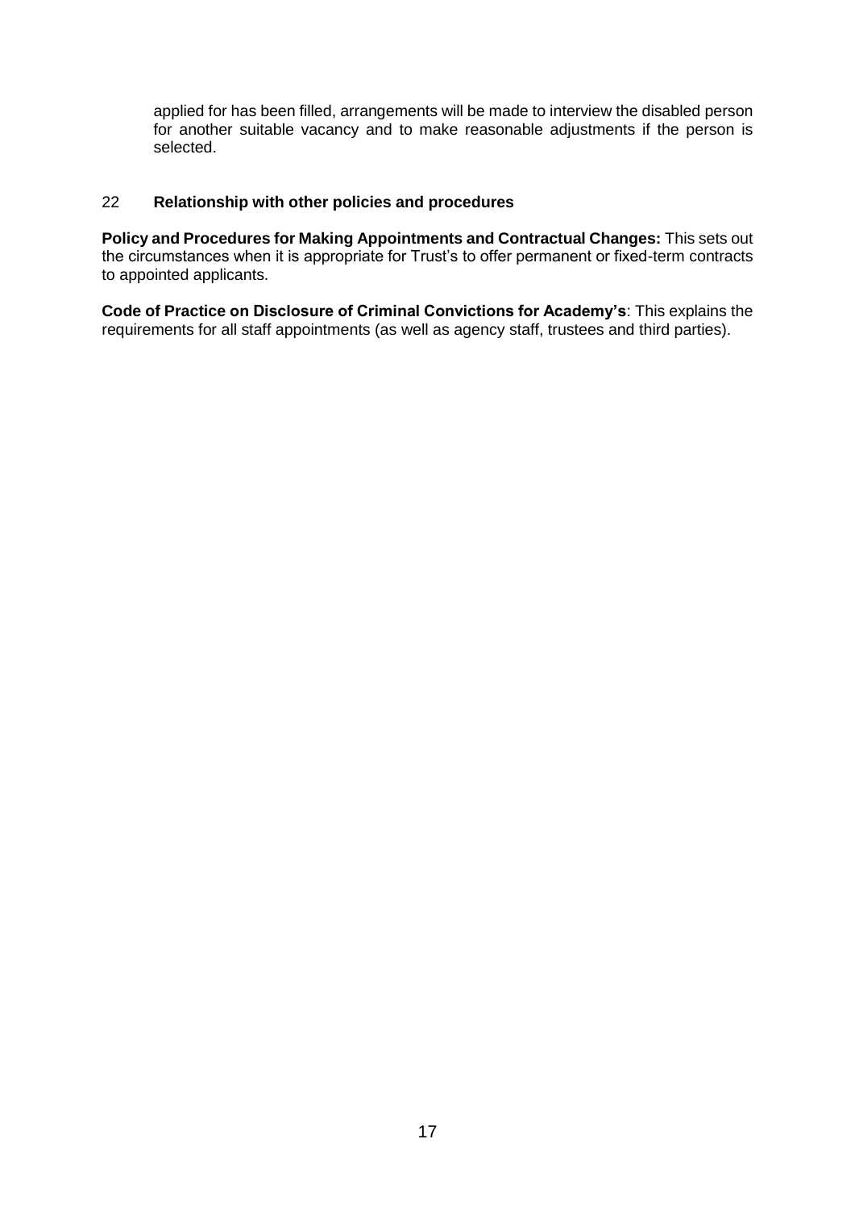applied for has been filled, arrangements will be made to interview the disabled person for another suitable vacancy and to make reasonable adjustments if the person is selected.

## 22 Relationship with other policies and procedures

**Policy and Procedures for Making Appointments and Contractual Changes:** This sets out the circumstances when it is appropriate for Trust's to offer permanent or fixed-term contracts to appointed applicants.

**Code of Practice on Disclosure of Criminal Convictions for Academy's**: This explains the requirements for all staff appointments (as well as agency staff, trustees and third parties).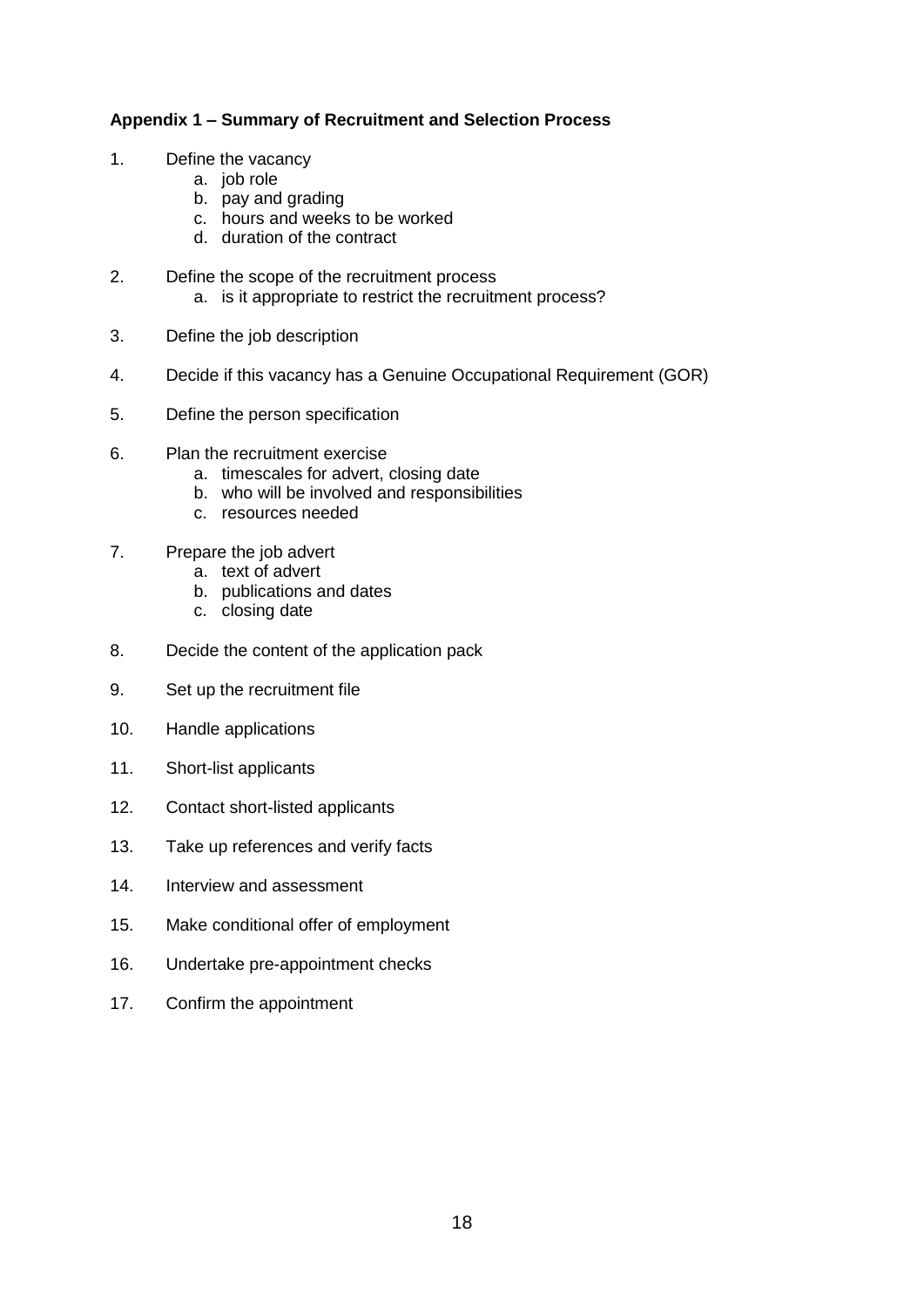**Appendix 1 – Summary of Recruitment and Selection Process**

1. Define the vacancy
    a. job role
    b. pay and grading
    c. hours and weeks to be worked
    d. duration of the contract

2. Define the scope of the recruitment process
    a. is it appropriate to restrict the recruitment process?

3. Define the job description

4. Decide if this vacancy has a Genuine Occupational Requirement (GOR)

5. Define the person specification

6. Plan the recruitment exercise
    a. timescales for advert, closing date
    b. who will be involved and responsibilities
    c. resources needed

7. Prepare the job advert
    a. text of advert
    b. publications and dates
    c. closing date

8. Decide the content of the application pack

9. Set up the recruitment file

10. Handle applications

11. Short-list applicants

12. Contact short-listed applicants

13. Take up references and verify facts

14. Interview and assessment

15. Make conditional offer of employment

16. Undertake pre-appointment checks

17. Confirm the appointment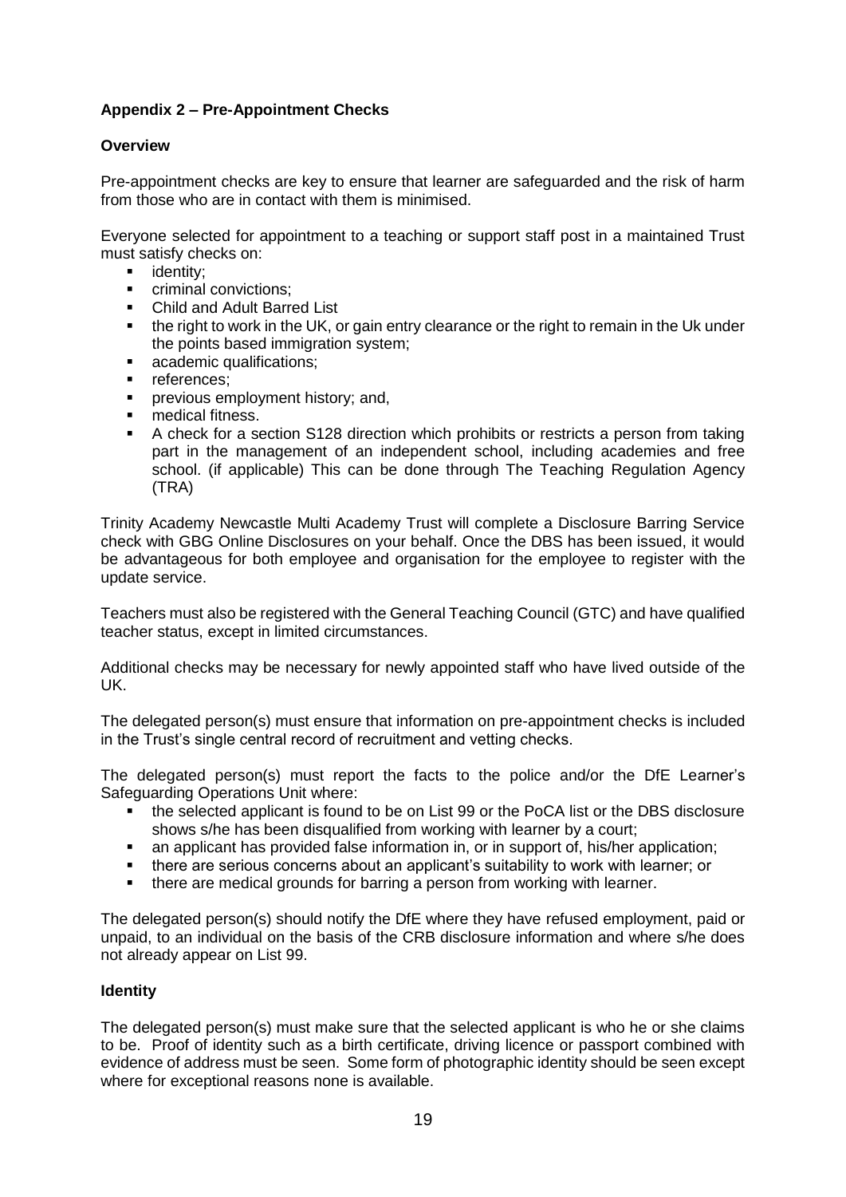**Appendix 2 – Pre-Appointment Checks**

**Overview**

Pre-appointment checks are key to ensure that learner are safeguarded and the risk of harm from those who are in contact with them is minimised.

Everyone selected for appointment to a teaching or support staff post in a maintained Trust must satisfy checks on:

- identity;
- criminal convictions;
- Child and Adult Barred List
- the right to work in the UK, or gain entry clearance or the right to remain in the Uk under the points based immigration system;
- academic qualifications;
- references;
- previous employment history; and,
- medical fitness.
- A check for a section S128 direction which prohibits or restricts a person from taking part in the management of an independent school, including academies and free school. (if applicable) This can be done through The Teaching Regulation Agency (TRA)

Trinity Academy Newcastle Multi Academy Trust will complete a Disclosure Barring Service check with GBG Online Disclosures on your behalf. Once the DBS has been issued, it would be advantageous for both employee and organisation for the employee to register with the update service.

Teachers must also be registered with the General Teaching Council (GTC) and have qualified teacher status, except in limited circumstances.

Additional checks may be necessary for newly appointed staff who have lived outside of the UK.

The delegated person(s) must ensure that information on pre-appointment checks is included in the Trust's single central record of recruitment and vetting checks.

The delegated person(s) must report the facts to the police and/or the DfE Learner's Safeguarding Operations Unit where:

- the selected applicant is found to be on List 99 or the PoCA list or the DBS disclosure shows s/he has been disqualified from working with learner by a court;
- an applicant has provided false information in, or in support of, his/her application;
- there are serious concerns about an applicant's suitability to work with learner; or
- there are medical grounds for barring a person from working with learner.

The delegated person(s) should notify the DfE where they have refused employment, paid or unpaid, to an individual on the basis of the CRB disclosure information and where s/he does not already appear on List 99.

**Identity**

The delegated person(s) must make sure that the selected applicant is who he or she claims to be. Proof of identity such as a birth certificate, driving licence or passport combined with evidence of address must be seen. Some form of photographic identity should be seen except where for exceptional reasons none is available.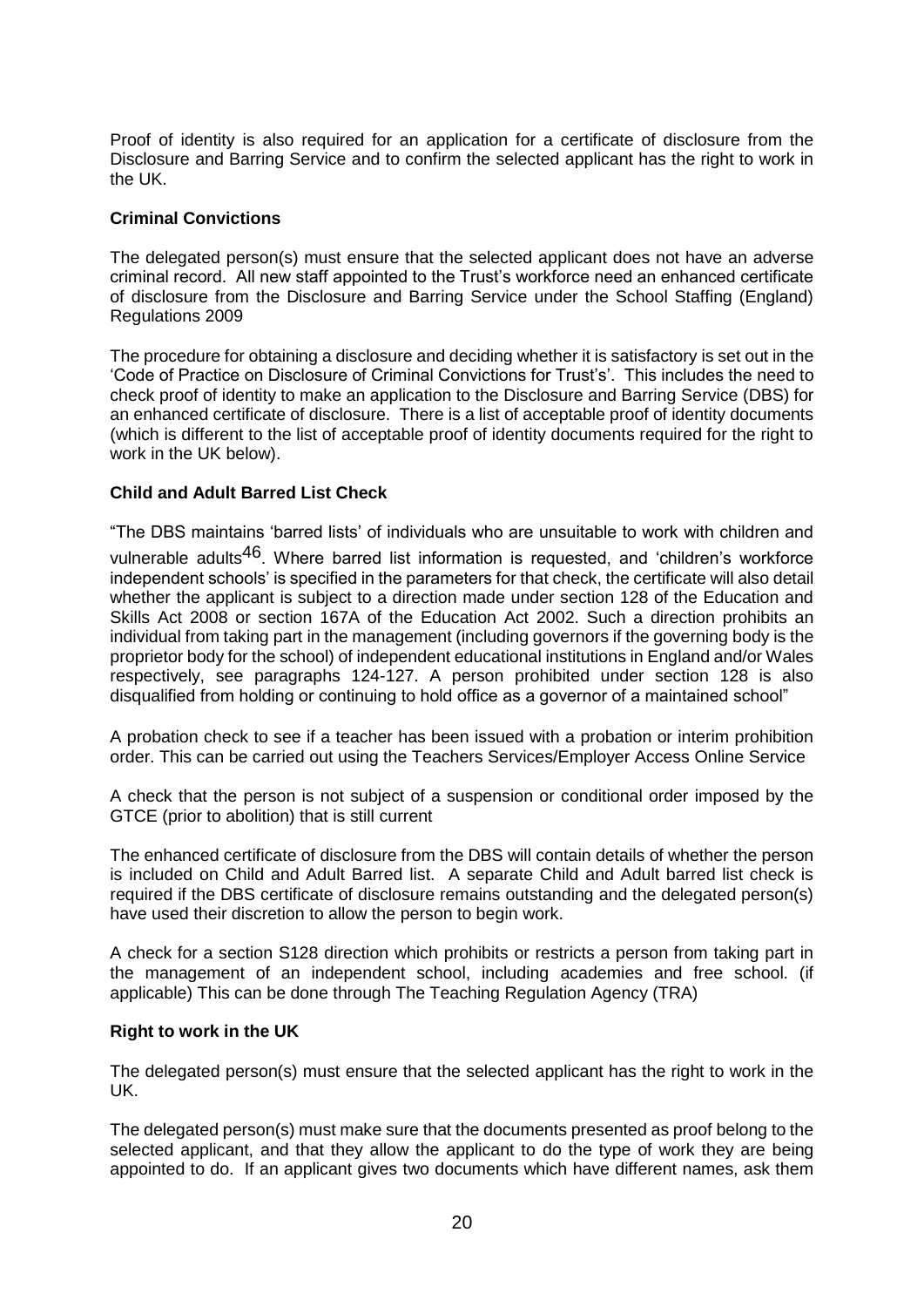Proof of identity is also required for an application for a certificate of disclosure from the Disclosure and Barring Service and to confirm the selected applicant has the right to work in the UK.

**Criminal Convictions**

The delegated person(s) must ensure that the selected applicant does not have an adverse criminal record. All new staff appointed to the Trust's workforce need an enhanced certificate of disclosure from the Disclosure and Barring Service under the School Staffing (England) Regulations 2009

The procedure for obtaining a disclosure and deciding whether it is satisfactory is set out in the 'Code of Practice on Disclosure of Criminal Convictions for Trust's'. This includes the need to check proof of identity to make an application to the Disclosure and Barring Service (DBS) for an enhanced certificate of disclosure. There is a list of acceptable proof of identity documents (which is different to the list of acceptable proof of identity documents required for the right to work in the UK below).

**Child and Adult Barred List Check**

"The DBS maintains 'barred lists' of individuals who are unsuitable to work with children and vulnerable adults[46]. Where barred list information is requested, and 'children's workforce independent schools' is specified in the parameters for that check, the certificate will also detail whether the applicant is subject to a direction made under section 128 of the Education and Skills Act 2008 or section 167A of the Education Act 2002. Such a direction prohibits an individual from taking part in the management (including governors if the governing body is the proprietor body for the school) of independent educational institutions in England and/or Wales respectively, see paragraphs 124-127. A person prohibited under section 128 is also disqualified from holding or continuing to hold office as a governor of a maintained school"

A probation check to see if a teacher has been issued with a probation or interim prohibition order. This can be carried out using the Teachers Services/Employer Access Online Service

A check that the person is not subject of a suspension or conditional order imposed by the GTCE (prior to abolition) that is still current

The enhanced certificate of disclosure from the DBS will contain details of whether the person is included on Child and Adult Barred list. A separate Child and Adult barred list check is required if the DBS certificate of disclosure remains outstanding and the delegated person(s) have used their discretion to allow the person to begin work.

A check for a section S128 direction which prohibits or restricts a person from taking part in the management of an independent school, including academies and free school. (if applicable) This can be done through The Teaching Regulation Agency (TRA)

**Right to work in the UK**

The delegated person(s) must ensure that the selected applicant has the right to work in the UK.

The delegated person(s) must make sure that the documents presented as proof belong to the selected applicant, and that they allow the applicant to do the type of work they are being appointed to do. If an applicant gives two documents which have different names, ask them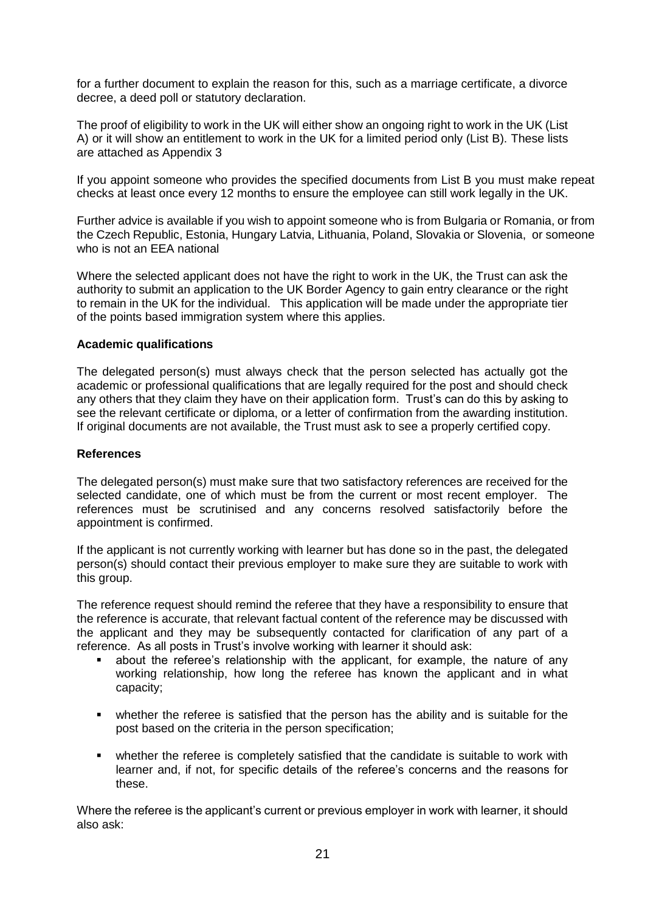for a further document to explain the reason for this, such as a marriage certificate, a divorce decree, a deed poll or statutory declaration.

The proof of eligibility to work in the UK will either show an ongoing right to work in the UK (List A) or it will show an entitlement to work in the UK for a limited period only (List B). These lists are attached as Appendix 3

If you appoint someone who provides the specified documents from List B you must make repeat checks at least once every 12 months to ensure the employee can still work legally in the UK.

Further advice is available if you wish to appoint someone who is from Bulgaria or Romania, or from the Czech Republic, Estonia, Hungary Latvia, Lithuania, Poland, Slovakia or Slovenia, or someone who is not an EEA national

Where the selected applicant does not have the right to work in the UK, the Trust can ask the authority to submit an application to the UK Border Agency to gain entry clearance or the right to remain in the UK for the individual. This application will be made under the appropriate tier of the points based immigration system where this applies.

**Academic qualifications**

The delegated person(s) must always check that the person selected has actually got the academic or professional qualifications that are legally required for the post and should check any others that they claim they have on their application form. Trust's can do this by asking to see the relevant certificate or diploma, or a letter of confirmation from the awarding institution. If original documents are not available, the Trust must ask to see a properly certified copy.

**References**

The delegated person(s) must make sure that two satisfactory references are received for the selected candidate, one of which must be from the current or most recent employer. The references must be scrutinised and any concerns resolved satisfactorily before the appointment is confirmed.

If the applicant is not currently working with learner but has done so in the past, the delegated person(s) should contact their previous employer to make sure they are suitable to work with this group.

The reference request should remind the referee that they have a responsibility to ensure that the reference is accurate, that relevant factual content of the reference may be discussed with the applicant and they may be subsequently contacted for clarification of any part of a reference. As all posts in Trust's involve working with learner it should ask:

- about the referee's relationship with the applicant, for example, the nature of any working relationship, how long the referee has known the applicant and in what capacity;
- whether the referee is satisfied that the person has the ability and is suitable for the post based on the criteria in the person specification;
- whether the referee is completely satisfied that the candidate is suitable to work with learner and, if not, for specific details of the referee's concerns and the reasons for these.

Where the referee is the applicant's current or previous employer in work with learner, it should also ask: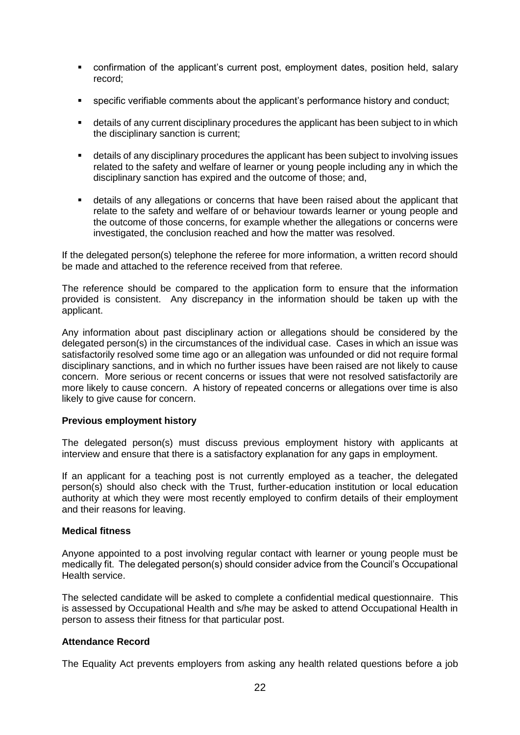- confirmation of the applicant's current post, employment dates, position held, salary record;
- specific verifiable comments about the applicant's performance history and conduct;
- details of any current disciplinary procedures the applicant has been subject to in which the disciplinary sanction is current;
- details of any disciplinary procedures the applicant has been subject to involving issues related to the safety and welfare of learner or young people including any in which the disciplinary sanction has expired and the outcome of those; and,
- details of any allegations or concerns that have been raised about the applicant that relate to the safety and welfare of or behaviour towards learner or young people and the outcome of those concerns, for example whether the allegations or concerns were investigated, the conclusion reached and how the matter was resolved.

If the delegated person(s) telephone the referee for more information, a written record should be made and attached to the reference received from that referee.

The reference should be compared to the application form to ensure that the information provided is consistent. Any discrepancy in the information should be taken up with the applicant.

Any information about past disciplinary action or allegations should be considered by the delegated person(s) in the circumstances of the individual case. Cases in which an issue was satisfactorily resolved some time ago or an allegation was unfounded or did not require formal disciplinary sanctions, and in which no further issues have been raised are not likely to cause concern. More serious or recent concerns or issues that were not resolved satisfactorily are more likely to cause concern. A history of repeated concerns or allegations over time is also likely to give cause for concern.

**Previous employment history**

The delegated person(s) must discuss previous employment history with applicants at interview and ensure that there is a satisfactory explanation for any gaps in employment.

If an applicant for a teaching post is not currently employed as a teacher, the delegated person(s) should also check with the Trust, further-education institution or local education authority at which they were most recently employed to confirm details of their employment and their reasons for leaving.

**Medical fitness**

Anyone appointed to a post involving regular contact with learner or young people must be medically fit. The delegated person(s) should consider advice from the Council's Occupational Health service.

The selected candidate will be asked to complete a confidential medical questionnaire. This is assessed by Occupational Health and s/he may be asked to attend Occupational Health in person to assess their fitness for that particular post.

**Attendance Record**

The Equality Act prevents employers from asking any health related questions before a job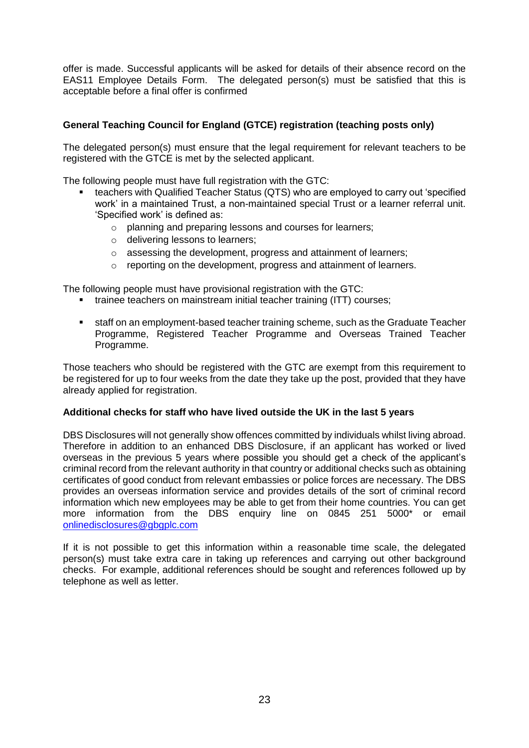offer is made. Successful applicants will be asked for details of their absence record on the EAS11 Employee Details Form. The delegated person(s) must be satisfied that this is acceptable before a final offer is confirmed

**General Teaching Council for England (GTCE) registration (teaching posts only)**

The delegated person(s) must ensure that the legal requirement for relevant teachers to be registered with the GTCE is met by the selected applicant.

The following people must have full registration with the GTC:

- teachers with Qualified Teacher Status (QTS) who are employed to carry out 'specified work' in a maintained Trust, a non-maintained special Trust or a learner referral unit. 'Specified work' is defined as:
    - planning and preparing lessons and courses for learners;
    - delivering lessons to learners;
    - assessing the development, progress and attainment of learners;
    - reporting on the development, progress and attainment of learners.

The following people must have provisional registration with the GTC:

- trainee teachers on mainstream initial teacher training (ITT) courses;
- staff on an employment-based teacher training scheme, such as the Graduate Teacher Programme, Registered Teacher Programme and Overseas Trained Teacher Programme.

Those teachers who should be registered with the GTC are exempt from this requirement to be registered for up to four weeks from the date they take up the post, provided that they have already applied for registration.

**Additional checks for staff who have lived outside the UK in the last 5 years**

DBS Disclosures will not generally show offences committed by individuals whilst living abroad. Therefore in addition to an enhanced DBS Disclosure, if an applicant has worked or lived overseas in the previous 5 years where possible you should get a check of the applicant's criminal record from the relevant authority in that country or additional checks such as obtaining certificates of good conduct from relevant embassies or police forces are necessary. The DBS provides an overseas information service and provides details of the sort of criminal record information which new employees may be able to get from their home countries. You can get more information from the DBS enquiry line on 0845 251 5000* or email onlinedisclosures@gbgplc.com

If it is not possible to get this information within a reasonable time scale, the delegated person(s) must take extra care in taking up references and carrying out other background checks. For example, additional references should be sought and references followed up by telephone as well as letter.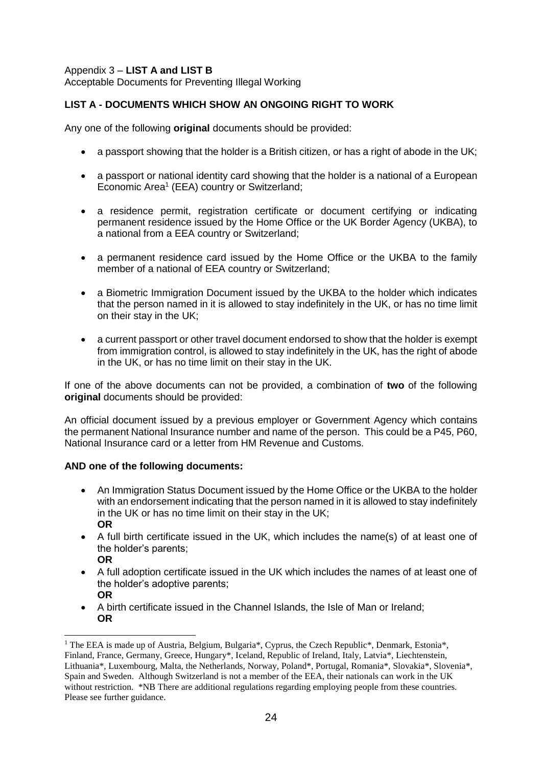Appendix 3 – **LIST A and LIST B**
Acceptable Documents for Preventing Illegal Working

**LIST A - DOCUMENTS WHICH SHOW AN ONGOING RIGHT TO WORK**

Any one of the following **original** documents should be provided:

- a passport showing that the holder is a British citizen, or has a right of abode in the UK;
- a passport or national identity card showing that the holder is a national of a European Economic Area[1] (EEA) country or Switzerland;
- a residence permit, registration certificate or document certifying or indicating permanent residence issued by the Home Office or the UK Border Agency (UKBA), to a national from a EEA country or Switzerland;
- a permanent residence card issued by the Home Office or the UKBA to the family member of a national of EEA country or Switzerland;
- a Biometric Immigration Document issued by the UKBA to the holder which indicates that the person named in it is allowed to stay indefinitely in the UK, or has no time limit on their stay in the UK;
- a current passport or other travel document endorsed to show that the holder is exempt from immigration control, is allowed to stay indefinitely in the UK, has the right of abode in the UK, or has no time limit on their stay in the UK.

If one of the above documents can not be provided, a combination of **two** of the following **original** documents should be provided:

An official document issued by a previous employer or Government Agency which contains the permanent National Insurance number and name of the person. This could be a P45, P60, National Insurance card or a letter from HM Revenue and Customs.

**AND one of the following documents:**

- An Immigration Status Document issued by the Home Office or the UKBA to the holder with an endorsement indicating that the person named in it is allowed to stay indefinitely in the UK or has no time limit on their stay in the UK;
  **OR**
- A full birth certificate issued in the UK, which includes the name(s) of at least one of the holder's parents;
  **OR**
- A full adoption certificate issued in the UK which includes the names of at least one of the holder's adoptive parents;
  **OR**
- A birth certificate issued in the Channel Islands, the Isle of Man or Ireland;
  **OR**

[1] The EEA is made up of Austria, Belgium, Bulgaria*, Cyprus, the Czech Republic*, Denmark, Estonia*, Finland, France, Germany, Greece, Hungary*, Iceland, Republic of Ireland, Italy, Latvia*, Liechtenstein, Lithuania*, Luxembourg, Malta, the Netherlands, Norway, Poland*, Portugal, Romania*, Slovakia*, Slovenia*, Spain and Sweden. Although Switzerland is not a member of the EEA, their nationals can work in the UK without restriction. *NB There are additional regulations regarding employing people from these countries. Please see further guidance.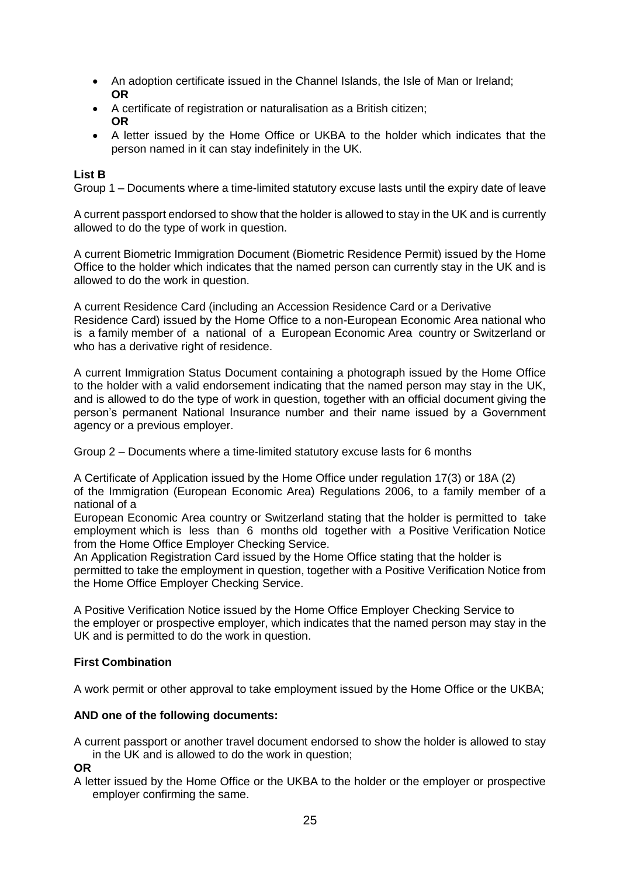- An adoption certificate issued in the Channel Islands, the Isle of Man or Ireland;  
  **OR**
- A certificate of registration or naturalisation as a British citizen;  
  **OR**
- A letter issued by the Home Office or UKBA to the holder which indicates that the person named in it can stay indefinitely in the UK.

**List B**

Group 1 – Documents where a time-limited statutory excuse lasts until the expiry date of leave

A current passport endorsed to show that the holder is allowed to stay in the UK and is currently allowed to do the type of work in question.

A current Biometric Immigration Document (Biometric Residence Permit) issued by the Home Office to the holder which indicates that the named person can currently stay in the UK and is allowed to do the work in question.

A current Residence Card (including an Accession Residence Card or a Derivative Residence Card) issued by the Home Office to a non-European Economic Area national who is a family member of a national of a European Economic Area country or Switzerland or who has a derivative right of residence.

A current Immigration Status Document containing a photograph issued by the Home Office to the holder with a valid endorsement indicating that the named person may stay in the UK, and is allowed to do the type of work in question, together with an official document giving the person's permanent National Insurance number and their name issued by a Government agency or a previous employer.

Group 2 – Documents where a time-limited statutory excuse lasts for 6 months

A Certificate of Application issued by the Home Office under regulation 17(3) or 18A (2) of the Immigration (European Economic Area) Regulations 2006, to a family member of a national of a European Economic Area country or Switzerland stating that the holder is permitted to take employment which is less than 6 months old together with a Positive Verification Notice from the Home Office Employer Checking Service.
An Application Registration Card issued by the Home Office stating that the holder is permitted to take the employment in question, together with a Positive Verification Notice from the Home Office Employer Checking Service.

A Positive Verification Notice issued by the Home Office Employer Checking Service to the employer or prospective employer, which indicates that the named person may stay in the UK and is permitted to do the work in question.

**First Combination**

A work permit or other approval to take employment issued by the Home Office or the UKBA;

**AND one of the following documents:**

A current passport or another travel document endorsed to show the holder is allowed to stay in the UK and is allowed to do the work in question;

**OR**

A letter issued by the Home Office or the UKBA to the holder or the employer or prospective employer confirming the same.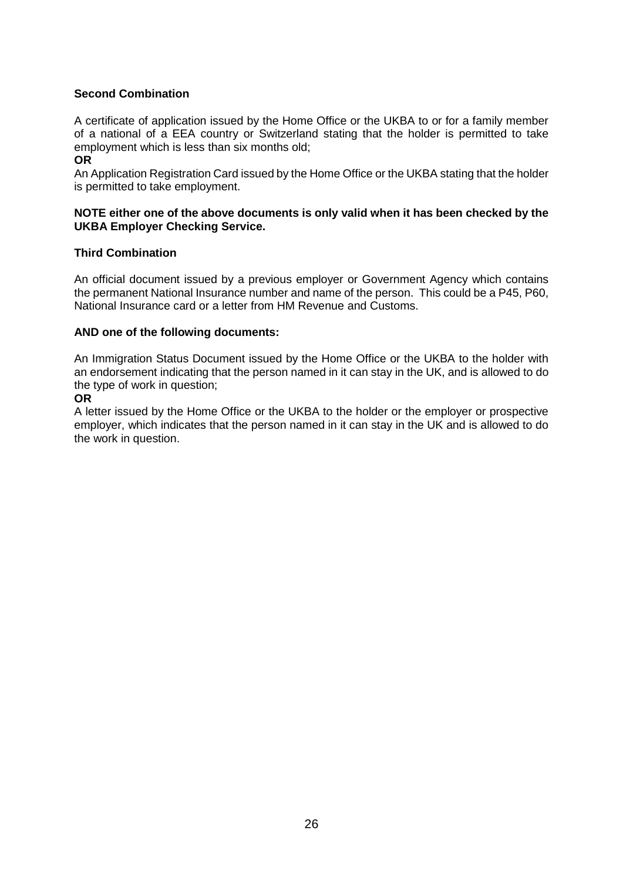**Second Combination**

A certificate of application issued by the Home Office or the UKBA to or for a family member of a national of a EEA country or Switzerland stating that the holder is permitted to take employment which is less than six months old;

**OR**

An Application Registration Card issued by the Home Office or the UKBA stating that the holder is permitted to take employment.

**NOTE either one of the above documents is only valid when it has been checked by the UKBA Employer Checking Service.**

**Third Combination**

An official document issued by a previous employer or Government Agency which contains the permanent National Insurance number and name of the person. This could be a P45, P60, National Insurance card or a letter from HM Revenue and Customs.

**AND one of the following documents:**

An Immigration Status Document issued by the Home Office or the UKBA to the holder with an endorsement indicating that the person named in it can stay in the UK, and is allowed to do the type of work in question;

**OR**

A letter issued by the Home Office or the UKBA to the holder or the employer or prospective employer, which indicates that the person named in it can stay in the UK and is allowed to do the work in question.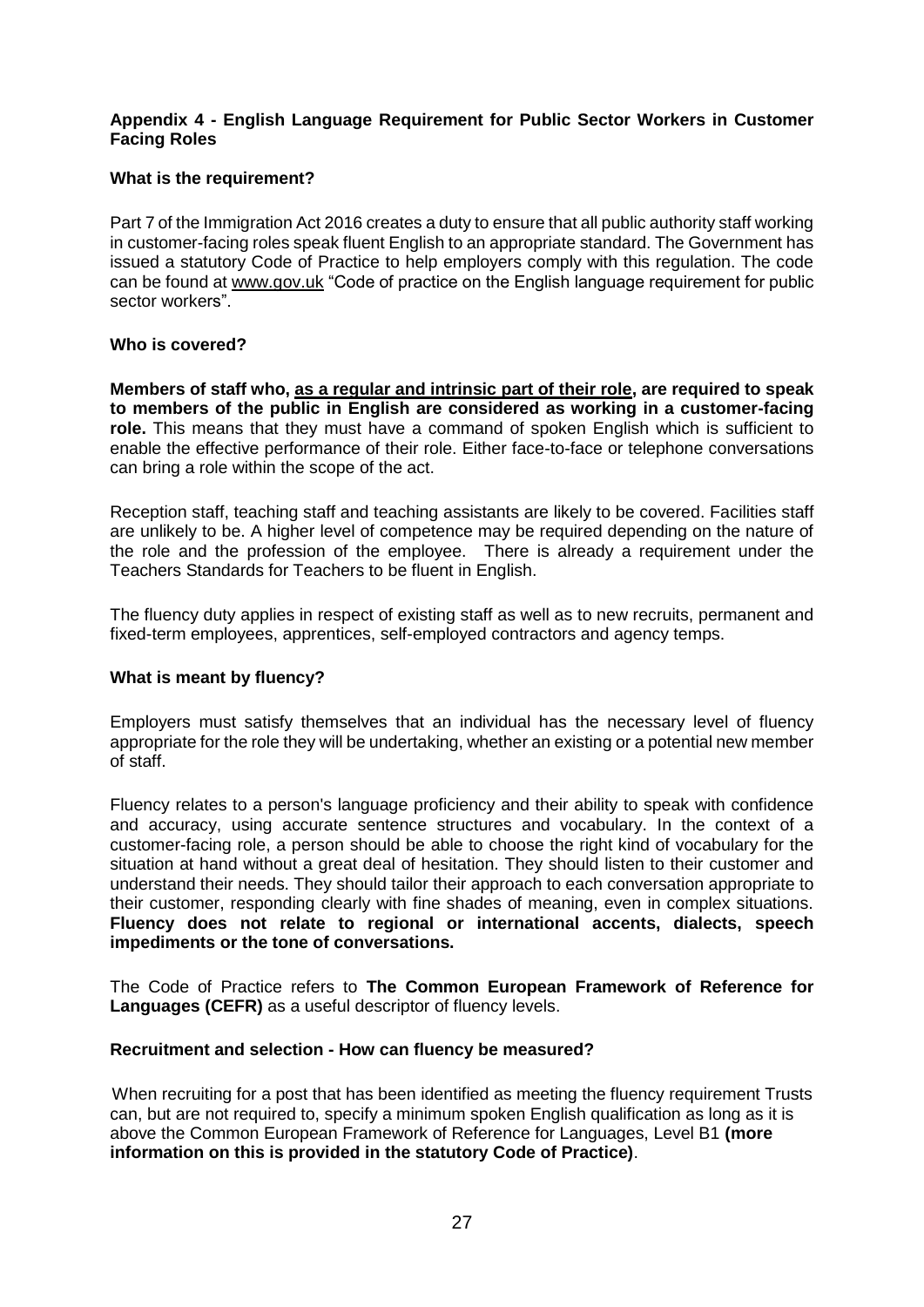## Appendix 4 - English Language Requirement for Public Sector Workers in Customer Facing Roles

### What is the requirement?

Part 7 of the Immigration Act 2016 creates a duty to ensure that all public authority staff working in customer-facing roles speak fluent English to an appropriate standard. The Government has issued a statutory Code of Practice to help employers comply with this regulation. The code can be found at www.gov.uk "Code of practice on the English language requirement for public sector workers".

### Who is covered?

**Members of staff who, as a regular and intrinsic part of their role, are required to speak to members of the public in English are considered as working in a customer-facing role.** This means that they must have a command of spoken English which is sufficient to enable the effective performance of their role. Either face-to-face or telephone conversations can bring a role within the scope of the act.

Reception staff, teaching staff and teaching assistants are likely to be covered. Facilities staff are unlikely to be. A higher level of competence may be required depending on the nature of the role and the profession of the employee. There is already a requirement under the Teachers Standards for Teachers to be fluent in English.

The fluency duty applies in respect of existing staff as well as to new recruits, permanent and fixed-term employees, apprentices, self-employed contractors and agency temps.

### What is meant by fluency?

Employers must satisfy themselves that an individual has the necessary level of fluency appropriate for the role they will be undertaking, whether an existing or a potential new member of staff.

Fluency relates to a person's language proficiency and their ability to speak with confidence and accuracy, using accurate sentence structures and vocabulary. In the context of a customer-facing role, a person should be able to choose the right kind of vocabulary for the situation at hand without a great deal of hesitation. They should listen to their customer and understand their needs. They should tailor their approach to each conversation appropriate to their customer, responding clearly with fine shades of meaning, even in complex situations. **Fluency does not relate to regional or international accents, dialects, speech impediments or the tone of conversations.**

The Code of Practice refers to **The Common European Framework of Reference for Languages (CEFR)** as a useful descriptor of fluency levels.

### Recruitment and selection - How can fluency be measured?

When recruiting for a post that has been identified as meeting the fluency requirement Trusts can, but are not required to, specify a minimum spoken English qualification as long as it is above the Common European Framework of Reference for Languages, Level B1 **(more information on this is provided in the statutory Code of Practice)**.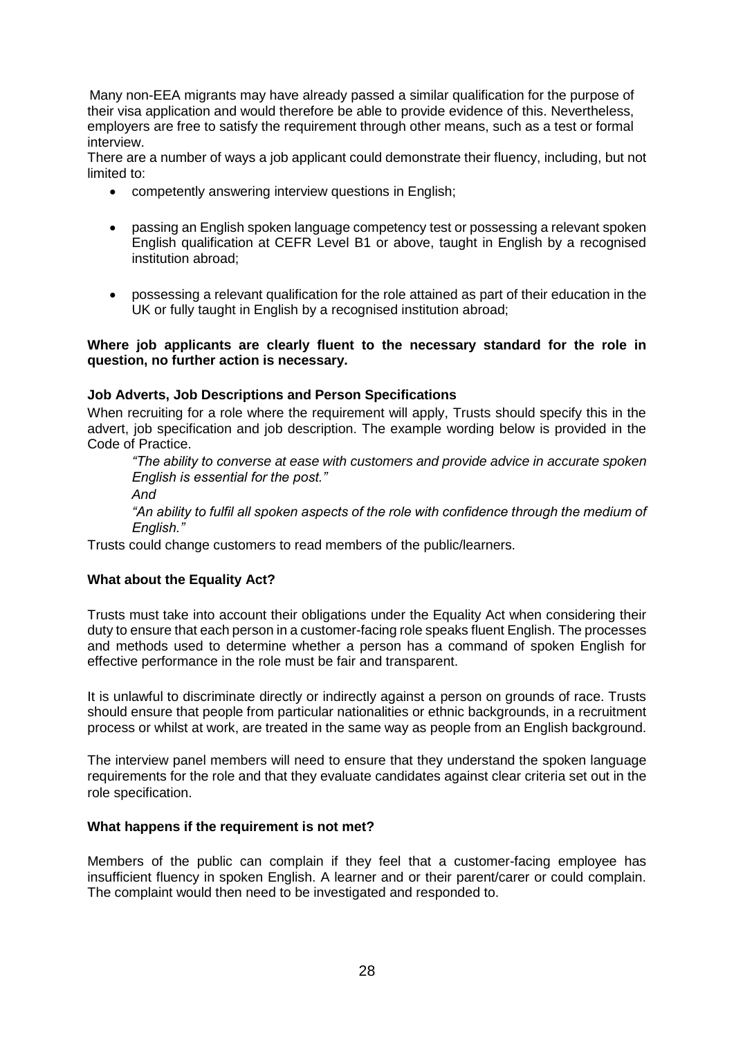Many non-EEA migrants may have already passed a similar qualification for the purpose of their visa application and would therefore be able to provide evidence of this. Nevertheless, employers are free to satisfy the requirement through other means, such as a test or formal interview.

There are a number of ways a job applicant could demonstrate their fluency, including, but not limited to:

- competently answering interview questions in English;
- passing an English spoken language competency test or possessing a relevant spoken English qualification at CEFR Level B1 or above, taught in English by a recognised institution abroad;
- possessing a relevant qualification for the role attained as part of their education in the UK or fully taught in English by a recognised institution abroad;

**Where job applicants are clearly fluent to the necessary standard for the role in question, no further action is necessary.**

**Job Adverts, Job Descriptions and Person Specifications**

When recruiting for a role where the requirement will apply, Trusts should specify this in the advert, job specification and job description. The example wording below is provided in the Code of Practice.

> *"The ability to converse at ease with customers and provide advice in accurate spoken English is essential for the post."*
>
> *And*
>
> *"An ability to fulfil all spoken aspects of the role with confidence through the medium of English."*

Trusts could change customers to read members of the public/learners.

**What about the Equality Act?**

Trusts must take into account their obligations under the Equality Act when considering their duty to ensure that each person in a customer-facing role speaks fluent English. The processes and methods used to determine whether a person has a command of spoken English for effective performance in the role must be fair and transparent.

It is unlawful to discriminate directly or indirectly against a person on grounds of race. Trusts should ensure that people from particular nationalities or ethnic backgrounds, in a recruitment process or whilst at work, are treated in the same way as people from an English background.

The interview panel members will need to ensure that they understand the spoken language requirements for the role and that they evaluate candidates against clear criteria set out in the role specification.

**What happens if the requirement is not met?**

Members of the public can complain if they feel that a customer-facing employee has insufficient fluency in spoken English. A learner and or their parent/carer or could complain. The complaint would then need to be investigated and responded to.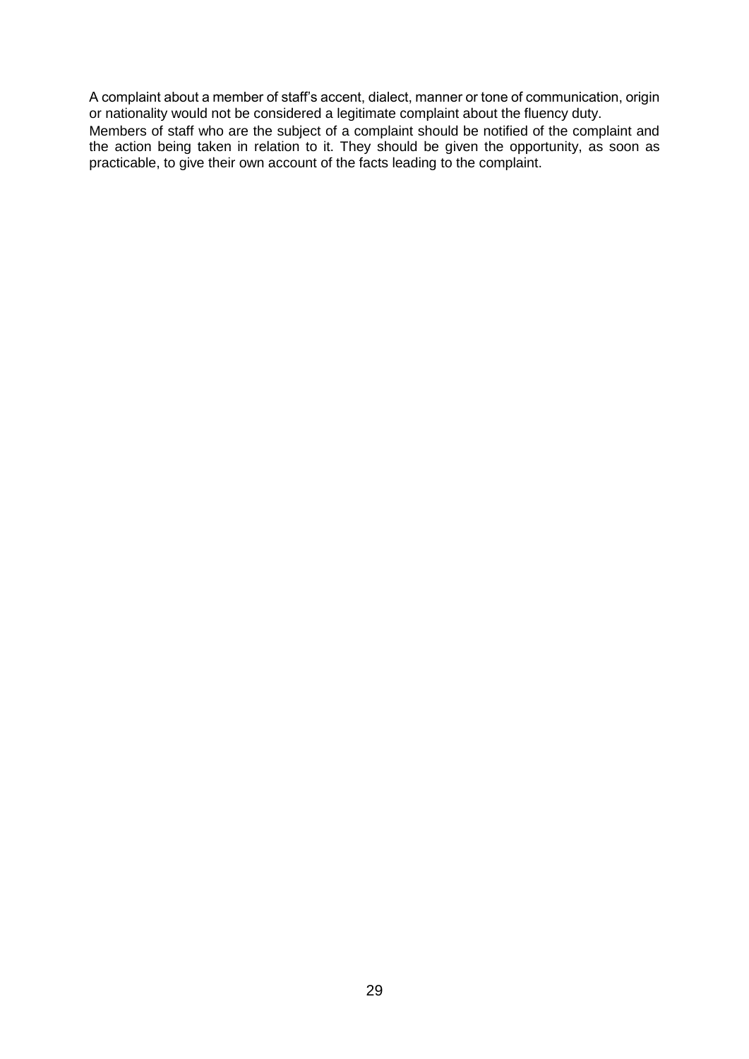A complaint about a member of staff's accent, dialect, manner or tone of communication, origin or nationality would not be considered a legitimate complaint about the fluency duty.

Members of staff who are the subject of a complaint should be notified of the complaint and the action being taken in relation to it. They should be given the opportunity, as soon as practicable, to give their own account of the facts leading to the complaint.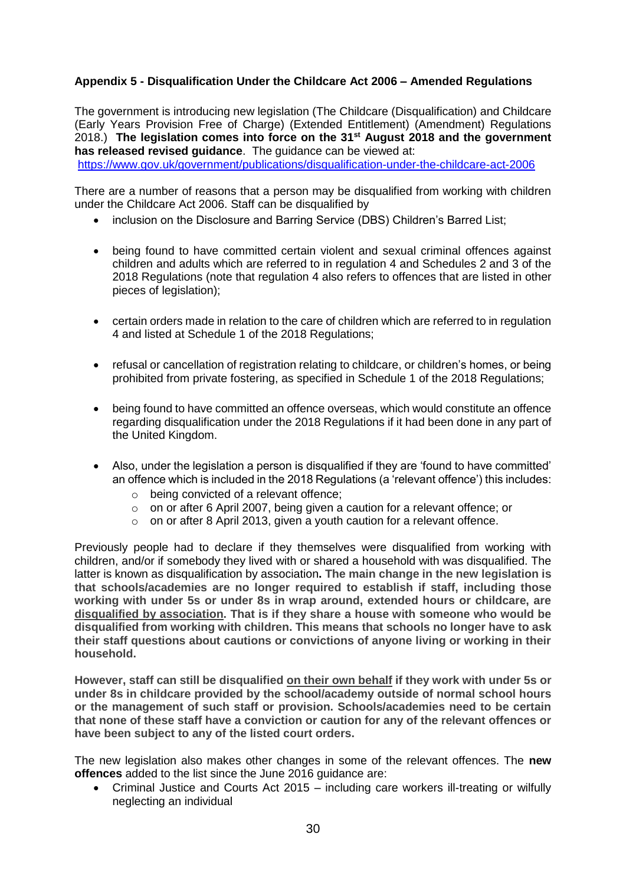**Appendix 5 - Disqualification Under the Childcare Act 2006 – Amended Regulations**

The government is introducing new legislation (The Childcare (Disqualification) and Childcare (Early Years Provision Free of Charge) (Extended Entitlement) (Amendment) Regulations 2018.) **The legislation comes into force on the 31st August 2018 and the government has released revised guidance**. The guidance can be viewed at: https://www.gov.uk/government/publications/disqualification-under-the-childcare-act-2006

There are a number of reasons that a person may be disqualified from working with children under the Childcare Act 2006. Staff can be disqualified by

- inclusion on the Disclosure and Barring Service (DBS) Children's Barred List;
- being found to have committed certain violent and sexual criminal offences against children and adults which are referred to in regulation 4 and Schedules 2 and 3 of the 2018 Regulations (note that regulation 4 also refers to offences that are listed in other pieces of legislation);
- certain orders made in relation to the care of children which are referred to in regulation 4 and listed at Schedule 1 of the 2018 Regulations;
- refusal or cancellation of registration relating to childcare, or children's homes, or being prohibited from private fostering, as specified in Schedule 1 of the 2018 Regulations;
- being found to have committed an offence overseas, which would constitute an offence regarding disqualification under the 2018 Regulations if it had been done in any part of the United Kingdom.
- Also, under the legislation a person is disqualified if they are 'found to have committed' an offence which is included in the 2018 Regulations (a 'relevant offence') this includes:
  - being convicted of a relevant offence;
  - on or after 6 April 2007, being given a caution for a relevant offence; or
  - on or after 8 April 2013, given a youth caution for a relevant offence.

Previously people had to declare if they themselves were disqualified from working with children, and/or if somebody they lived with or shared a household with was disqualified. The latter is known as disqualification by association**. The main change in the new legislation is that schools/academies are no longer required to establish if staff, including those working with under 5s or under 8s in wrap around, extended hours or childcare, are disqualified by association. That is if they share a house with someone who would be disqualified from working with children. This means that schools no longer have to ask their staff questions about cautions or convictions of anyone living or working in their household.**

**However, staff can still be disqualified on their own behalf if they work with under 5s or under 8s in childcare provided by the school/academy outside of normal school hours or the management of such staff or provision. Schools/academies need to be certain that none of these staff have a conviction or caution for any of the relevant offences or have been subject to any of the listed court orders.**

The new legislation also makes other changes in some of the relevant offences. The **new offences** added to the list since the June 2016 guidance are:

- Criminal Justice and Courts Act 2015 – including care workers ill-treating or wilfully neglecting an individual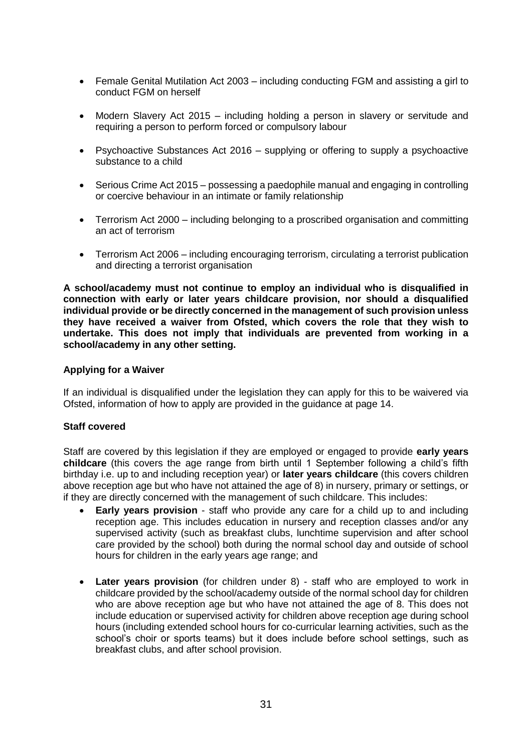- Female Genital Mutilation Act 2003 – including conducting FGM and assisting a girl to conduct FGM on herself
- Modern Slavery Act 2015 – including holding a person in slavery or servitude and requiring a person to perform forced or compulsory labour
- Psychoactive Substances Act 2016 – supplying or offering to supply a psychoactive substance to a child
- Serious Crime Act 2015 – possessing a paedophile manual and engaging in controlling or coercive behaviour in an intimate or family relationship
- Terrorism Act 2000 – including belonging to a proscribed organisation and committing an act of terrorism
- Terrorism Act 2006 – including encouraging terrorism, circulating a terrorist publication and directing a terrorist organisation

**A school/academy must not continue to employ an individual who is disqualified in connection with early or later years childcare provision, nor should a disqualified individual provide or be directly concerned in the management of such provision unless they have received a waiver from Ofsted, which covers the role that they wish to undertake. This does not imply that individuals are prevented from working in a school/academy in any other setting.**

### Applying for a Waiver

If an individual is disqualified under the legislation they can apply for this to be waivered via Ofsted, information of how to apply are provided in the guidance at page 14.

### Staff covered

Staff are covered by this legislation if they are employed or engaged to provide **early years childcare** (this covers the age range from birth until 1 September following a child's fifth birthday i.e. up to and including reception year) or **later years childcare** (this covers children above reception age but who have not attained the age of 8) in nursery, primary or settings, or if they are directly concerned with the management of such childcare. This includes:

- **Early years provision** - staff who provide any care for a child up to and including reception age. This includes education in nursery and reception classes and/or any supervised activity (such as breakfast clubs, lunchtime supervision and after school care provided by the school) both during the normal school day and outside of school hours for children in the early years age range; and
- **Later years provision** (for children under 8) - staff who are employed to work in childcare provided by the school/academy outside of the normal school day for children who are above reception age but who have not attained the age of 8. This does not include education or supervised activity for children above reception age during school hours (including extended school hours for co-curricular learning activities, such as the school's choir or sports teams) but it does include before school settings, such as breakfast clubs, and after school provision.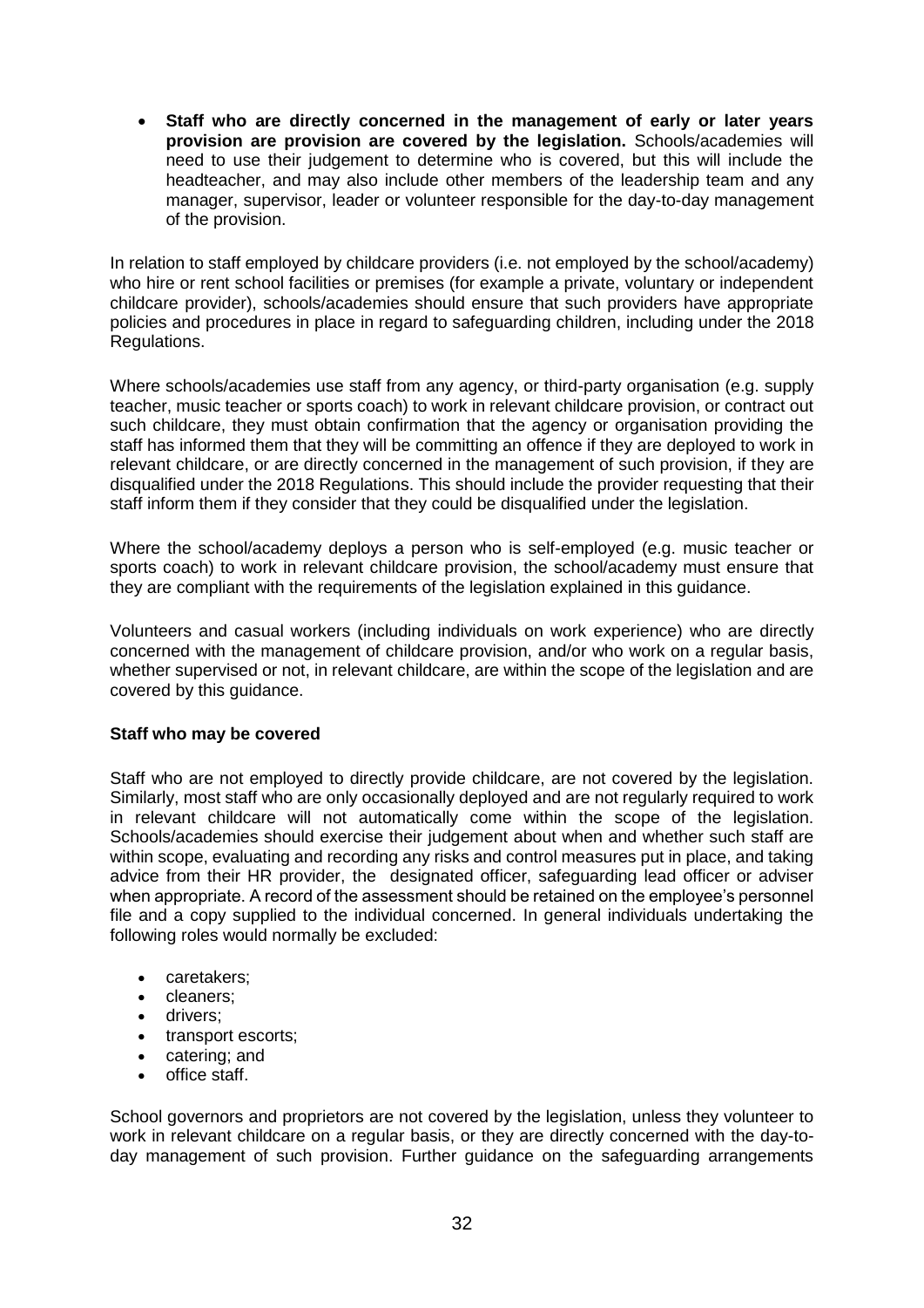- **Staff who are directly concerned in the management of early or later years provision are provision are covered by the legislation.** Schools/academies will need to use their judgement to determine who is covered, but this will include the headteacher, and may also include other members of the leadership team and any manager, supervisor, leader or volunteer responsible for the day-to-day management of the provision.

In relation to staff employed by childcare providers (i.e. not employed by the school/academy) who hire or rent school facilities or premises (for example a private, voluntary or independent childcare provider), schools/academies should ensure that such providers have appropriate policies and procedures in place in regard to safeguarding children, including under the 2018 Regulations.

Where schools/academies use staff from any agency, or third-party organisation (e.g. supply teacher, music teacher or sports coach) to work in relevant childcare provision, or contract out such childcare, they must obtain confirmation that the agency or organisation providing the staff has informed them that they will be committing an offence if they are deployed to work in relevant childcare, or are directly concerned in the management of such provision, if they are disqualified under the 2018 Regulations. This should include the provider requesting that their staff inform them if they consider that they could be disqualified under the legislation.

Where the school/academy deploys a person who is self-employed (e.g. music teacher or sports coach) to work in relevant childcare provision, the school/academy must ensure that they are compliant with the requirements of the legislation explained in this guidance.

Volunteers and casual workers (including individuals on work experience) who are directly concerned with the management of childcare provision, and/or who work on a regular basis, whether supervised or not, in relevant childcare, are within the scope of the legislation and are covered by this guidance.

**Staff who may be covered**

Staff who are not employed to directly provide childcare, are not covered by the legislation. Similarly, most staff who are only occasionally deployed and are not regularly required to work in relevant childcare will not automatically come within the scope of the legislation. Schools/academies should exercise their judgement about when and whether such staff are within scope, evaluating and recording any risks and control measures put in place, and taking advice from their HR provider, the designated officer, safeguarding lead officer or adviser when appropriate. A record of the assessment should be retained on the employee's personnel file and a copy supplied to the individual concerned. In general individuals undertaking the following roles would normally be excluded:

- caretakers;
- cleaners;
- drivers;
- transport escorts;
- catering; and
- office staff.

School governors and proprietors are not covered by the legislation, unless they volunteer to work in relevant childcare on a regular basis, or they are directly concerned with the day-to-day management of such provision. Further guidance on the safeguarding arrangements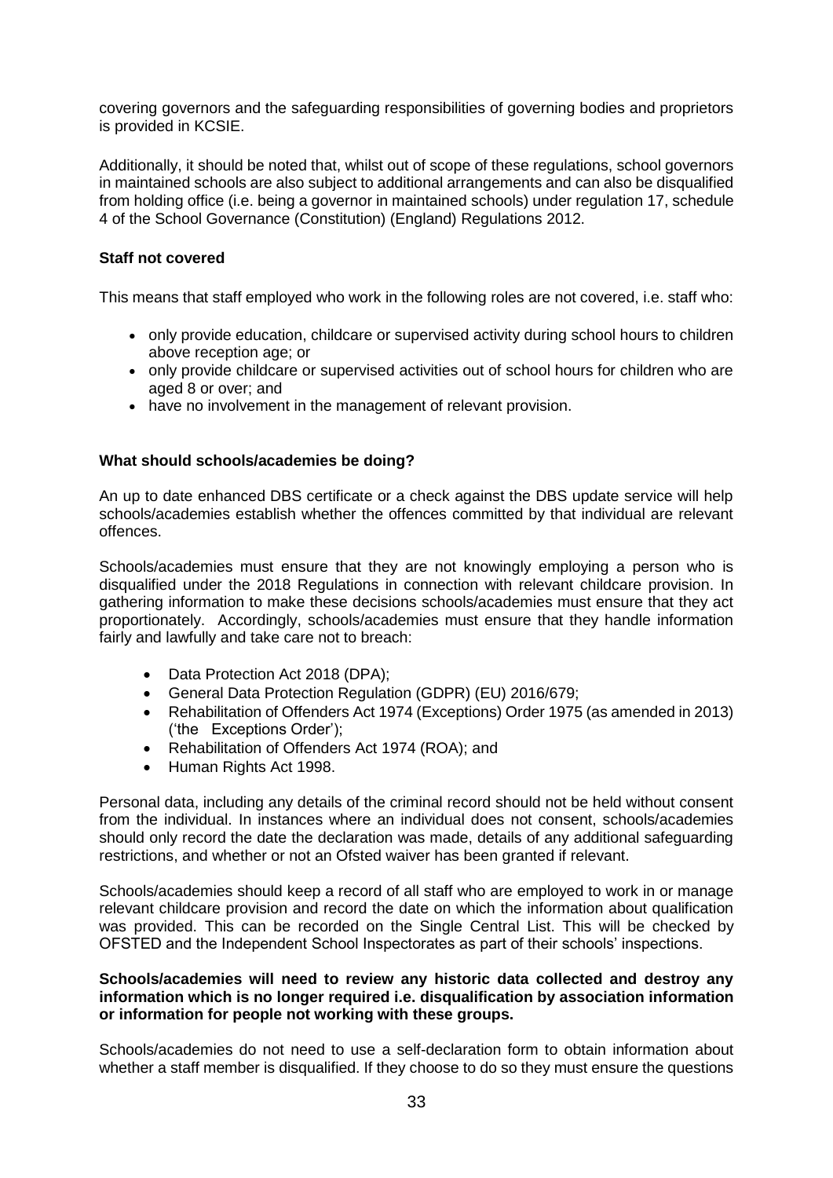covering governors and the safeguarding responsibilities of governing bodies and proprietors is provided in KCSIE.

Additionally, it should be noted that, whilst out of scope of these regulations, school governors in maintained schools are also subject to additional arrangements and can also be disqualified from holding office (i.e. being a governor in maintained schools) under regulation 17, schedule 4 of the School Governance (Constitution) (England) Regulations 2012.

**Staff not covered**

This means that staff employed who work in the following roles are not covered, i.e. staff who:

- only provide education, childcare or supervised activity during school hours to children above reception age; or
- only provide childcare or supervised activities out of school hours for children who are aged 8 or over; and
- have no involvement in the management of relevant provision.

**What should schools/academies be doing?**

An up to date enhanced DBS certificate or a check against the DBS update service will help schools/academies establish whether the offences committed by that individual are relevant offences.

Schools/academies must ensure that they are not knowingly employing a person who is disqualified under the 2018 Regulations in connection with relevant childcare provision. In gathering information to make these decisions schools/academies must ensure that they act proportionately. Accordingly, schools/academies must ensure that they handle information fairly and lawfully and take care not to breach:

- Data Protection Act 2018 (DPA);
- General Data Protection Regulation (GDPR) (EU) 2016/679;
- Rehabilitation of Offenders Act 1974 (Exceptions) Order 1975 (as amended in 2013) ('the Exceptions Order');
- Rehabilitation of Offenders Act 1974 (ROA); and
- Human Rights Act 1998.

Personal data, including any details of the criminal record should not be held without consent from the individual. In instances where an individual does not consent, schools/academies should only record the date the declaration was made, details of any additional safeguarding restrictions, and whether or not an Ofsted waiver has been granted if relevant.

Schools/academies should keep a record of all staff who are employed to work in or manage relevant childcare provision and record the date on which the information about qualification was provided. This can be recorded on the Single Central List. This will be checked by OFSTED and the Independent School Inspectorates as part of their schools' inspections.

**Schools/academies will need to review any historic data collected and destroy any information which is no longer required i.e. disqualification by association information or information for people not working with these groups.**

Schools/academies do not need to use a self-declaration form to obtain information about whether a staff member is disqualified. If they choose to do so they must ensure the questions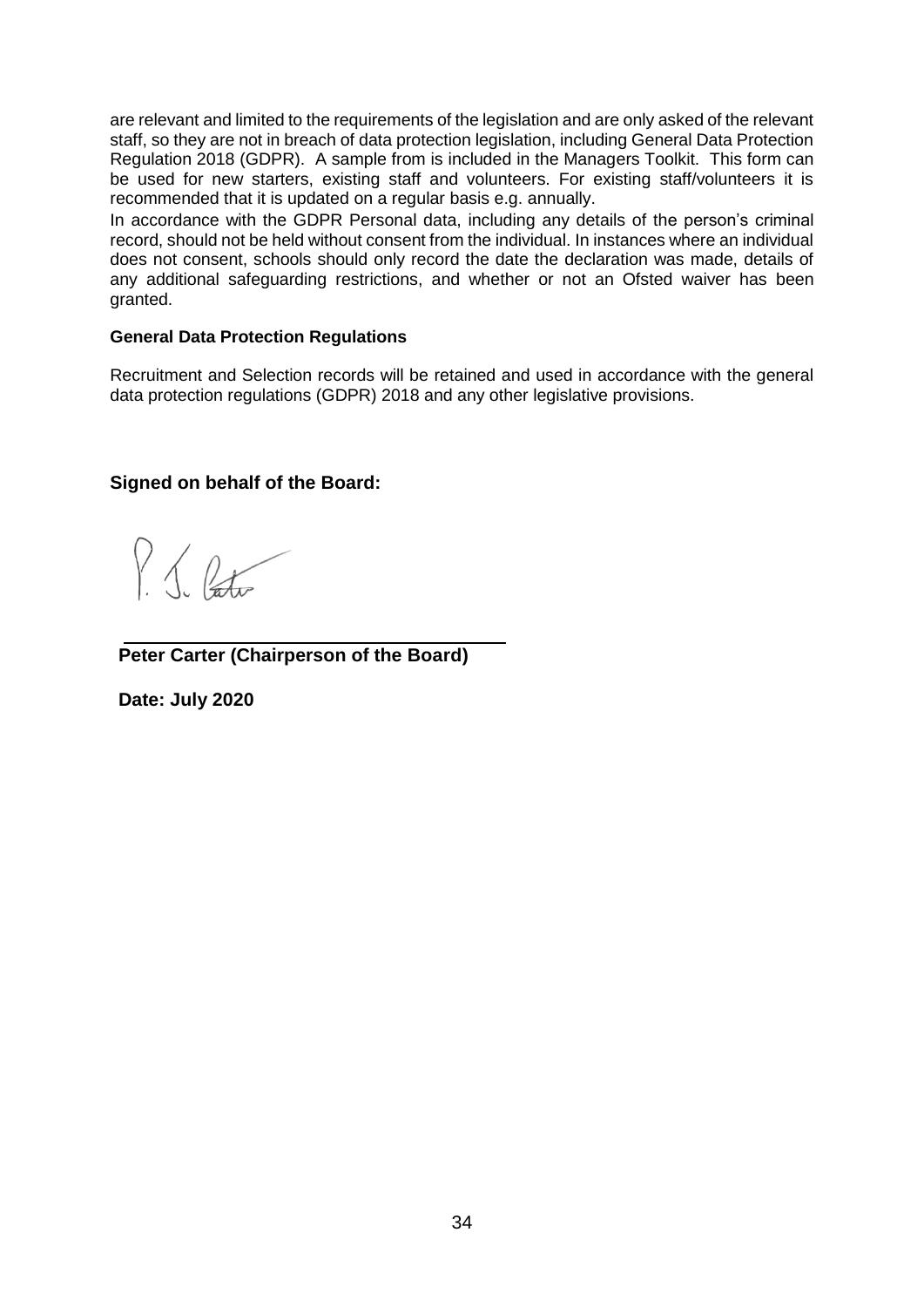are relevant and limited to the requirements of the legislation and are only asked of the relevant staff, so they are not in breach of data protection legislation, including General Data Protection Regulation 2018 (GDPR). A sample from is included in the Managers Toolkit. This form can be used for new starters, existing staff and volunteers. For existing staff/volunteers it is recommended that it is updated on a regular basis e.g. annually.

In accordance with the GDPR Personal data, including any details of the person's criminal record, should not be held without consent from the individual. In instances where an individual does not consent, schools should only record the date the declaration was made, details of any additional safeguarding restrictions, and whether or not an Ofsted waiver has been granted.

**General Data Protection Regulations**

Recruitment and Selection records will be retained and used in accordance with the general data protection regulations (GDPR) 2018 and any other legislative provisions.

**Signed on behalf of the Board:**

**Peter Carter (Chairperson of the Board)**

**Date: July 2020**